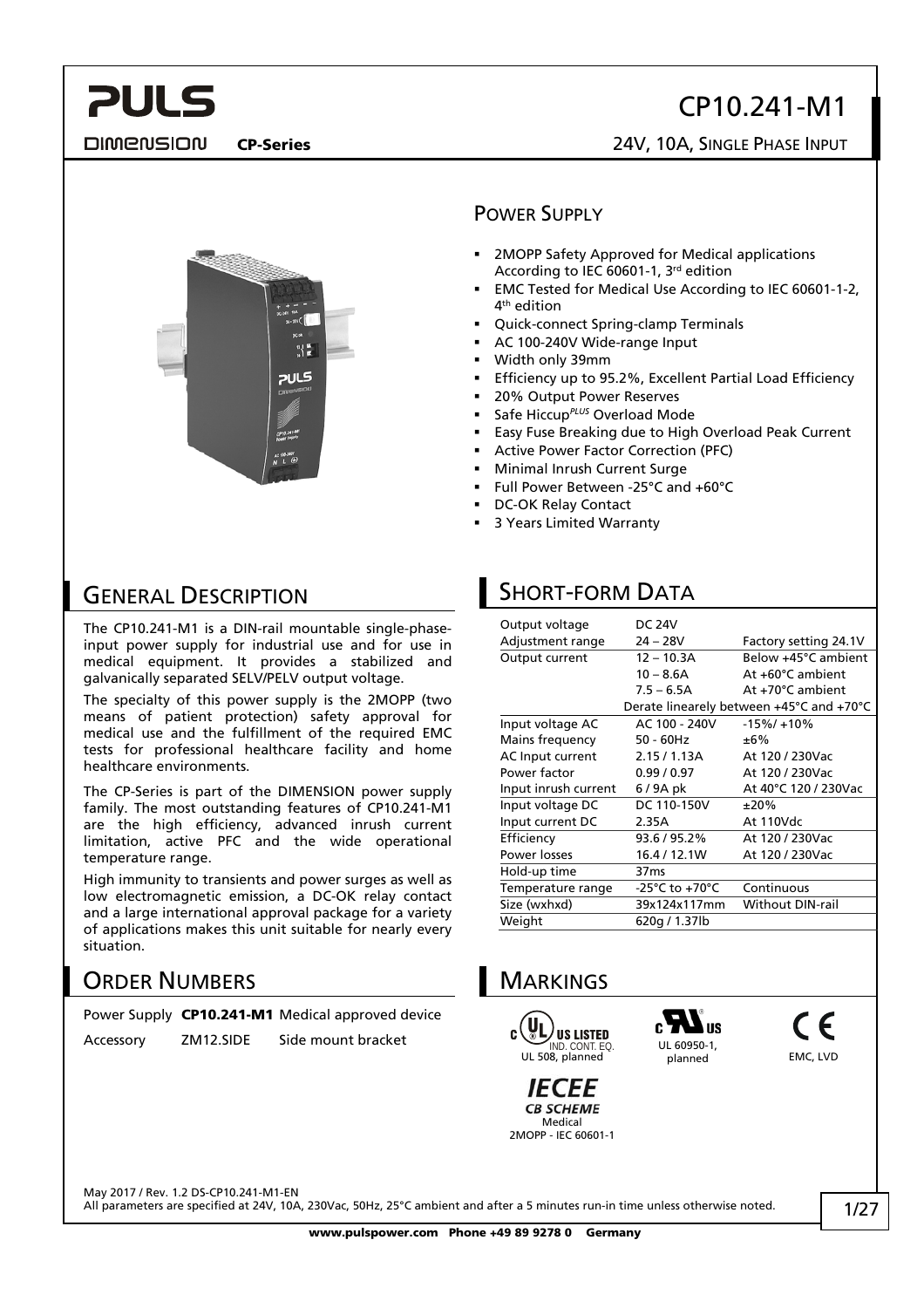# CP10.241-M1

**CP-Series** — 24V, 10A, SINGLE PHASE INPUT

## POWER SUPPLY

- 2MOPP Safety Approved for Medical applications According to IEC 60601-1, 3rd edition
- EMC Tested for Medical Use According to IEC 60601-1-2, 4th edition
- Quick-connect Spring-clamp Terminals
- AC 100-240V Wide-range Input
- Width only 39mm
- Efficiency up to 95.2%, Excellent Partial Load Efficiency
- 20% Output Power Reserves
- Safe Hiccup*PLUS* Overload Mode
- Easy Fuse Breaking due to High Overload Peak Current
- Active Power Factor Correction (PFC)
- Minimal Inrush Current Surge
- Full Power Between -25°C and +60°C
- DC-OK Relay Contact
- 3 Years Limited Warranty

## GENERAL DESCRIPTION

The CP10.241-M1 is a DIN-rail mountable single-phase-input power supply for industrial use and for use in medical equipment. It provides a stabilized and galvanically separated SELV/PELV output voltage.

The specialty of this power supply is the 2MOPP (two means of patient protection) safety approval for medical use and the fulfillment of the required EMC tests for professional healthcare facility and home healthcare environments.

The CP-Series is part of the DIMENSION power supply family. The most outstanding features of CP10.241-M1 are the high efficiency, advanced inrush current limitation, active PFC and the wide operational temperature range.

High immunity to transients and power surges as well as low electromagnetic emission, a DC-OK relay contact and a large international approval package for a variety of applications makes this unit suitable for nearly every situation.

## SHORT-FORM DATA

| | | |
|---|---|---|
| Output voltage | DC 24V | |
| Adjustment range | 24 – 28V | Factory setting 24.1V |
| Output current | 12 – 10.3A | Below +45°C ambient |
| | 10 – 8.6A | At +60°C ambient |
| | 7.5 – 6.5A | At +70°C ambient |
| | Derate linearly between +45°C and +70°C | |
| Input voltage AC | AC 100 - 240V | -15%/ +10% |
| Mains frequency | 50 - 60Hz | ±6% |
| AC Input current | 2.15 / 1.13A | At 120 / 230Vac |
| Power factor | 0.99 / 0.97 | At 120 / 230Vac |
| Input inrush current | 6 / 9A pk | At 40°C 120 / 230Vac |
| Input voltage DC | DC 110-150V | ±20% |
| Input current DC | 2.35A | At 110Vdc |
| Efficiency | 93.6 / 95.2% | At 120 / 230Vac |
| Power losses | 16.4 / 12.1W | At 120 / 230Vac |
| Hold-up time | 37ms | |
| Temperature range | -25°C to +70°C | Continuous |
| Size (wxhxd) | 39x124x117mm | Without DIN-rail |
| Weight | 620g / 1.37lb | |

## ORDER NUMBERS

| | | |
|---|---|---|
| Power Supply | **CP10.241-M1** | Medical approved device |
| Accessory | ZM12.SIDE | Side mount bracket |

## MARKINGS

- UL US LISTED, IND. CONT. EQ. — UL 508, planned
- UL 60950-1, planned
- CE — EMC, LVD
- IECEE CB SCHEME — Medical 2MOPP - IEC 60601-1

May 2017 / Rev. 1.2 DS-CP10.241-M1-EN

All parameters are specified at 24V, 10A, 230Vac, 50Hz, 25°C ambient and after a 5 minutes run-in time unless otherwise noted.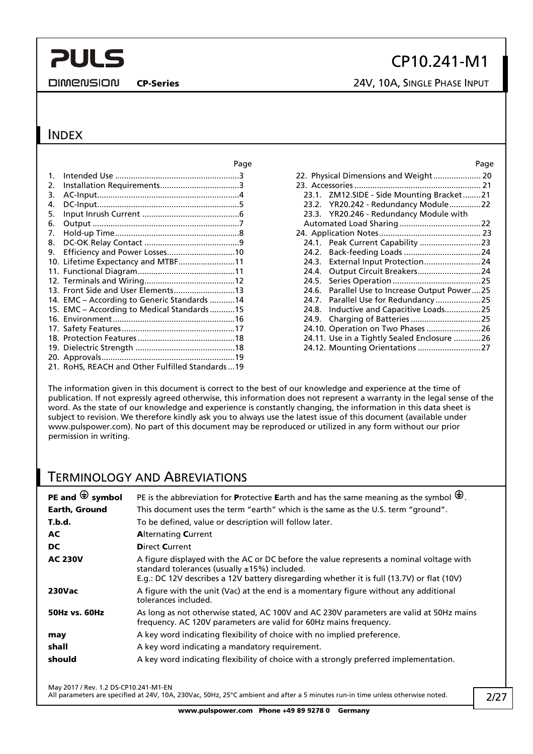## INDEX

| | Page |
|---|---|
| 1. Intended Use | 3 |
| 2. Installation Requirements | 3 |
| 3. AC-Input | 4 |
| 4. DC-Input | 5 |
| 5. Input Inrush Current | 6 |
| 6. Output | 7 |
| 7. Hold-up Time | 8 |
| 8. DC-OK Relay Contact | 9 |
| 9. Efficiency and Power Losses | 10 |
| 10. Lifetime Expectancy and MTBF | 11 |
| 11. Functional Diagram | 11 |
| 12. Terminals and Wiring | 12 |
| 13. Front Side and User Elements | 13 |
| 14. EMC – According to Generic Standards | 14 |
| 15. EMC – According to Medical Standards | 15 |
| 16. Environment | 16 |
| 17. Safety Features | 17 |
| 18. Protection Features | 18 |
| 19. Dielectric Strength | 18 |
| 20. Approvals | 19 |
| 21. RoHS, REACH and Other Fulfilled Standards | 19 |
| 22. Physical Dimensions and Weight | 20 |
| 23. Accessories | 21 |
| 23.1. ZM12.SIDE - Side Mounting Bracket | 21 |
| 23.2. YR20.242 - Redundancy Module | 22 |
| 23.3. YR20.246 - Redundancy Module with Automated Load Sharing | 22 |
| 24. Application Notes | 23 |
| 24.1. Peak Current Capability | 23 |
| 24.2. Back-feeding Loads | 24 |
| 24.3. External Input Protection | 24 |
| 24.4. Output Circuit Breakers | 24 |
| 24.5. Series Operation | 25 |
| 24.6. Parallel Use to Increase Output Power | 25 |
| 24.7. Parallel Use for Redundancy | 25 |
| 24.8. Inductive and Capacitive Loads | 25 |
| 24.9. Charging of Batteries | 25 |
| 24.10. Operation on Two Phases | 26 |
| 24.11. Use in a Tightly Sealed Enclosure | 26 |
| 24.12. Mounting Orientations | 27 |

The information given in this document is correct to the best of our knowledge and experience at the time of publication. If not expressly agreed otherwise, this information does not represent a warranty in the legal sense of the word. As the state of our knowledge and experience is constantly changing, the information in this data sheet is subject to revision. We therefore kindly ask you to always use the latest issue of this document (available under www.pulspower.com). No part of this document may be reproduced or utilized in any form without our prior permission in writing.

## TERMINOLOGY AND ABREVIATIONS

| | |
|---|---|
| **PE and ⏚ symbol** | PE is the abbreviation for **P**rotective **E**arth and has the same meaning as the symbol ⏚. |
| **Earth, Ground** | This document uses the term "earth" which is the same as the U.S. term "ground". |
| **T.b.d.** | To be defined, value or description will follow later. |
| **AC** | **A**lternating **C**urrent |
| **DC** | **D**irect **C**urrent |
| **AC 230V** | A figure displayed with the AC or DC before the value represents a nominal voltage with standard tolerances (usually ±15%) included.<br>E.g.: DC 12V describes a 12V battery disregarding whether it is full (13.7V) or flat (10V) |
| **230Vac** | A figure with the unit (Vac) at the end is a momentary figure without any additional tolerances included. |
| **50Hz vs. 60Hz** | As long as not otherwise stated, AC 100V and AC 230V parameters are valid at 50Hz mains frequency. AC 120V parameters are valid for 60Hz mains frequency. |
| **may** | A key word indicating flexibility of choice with no implied preference. |
| **shall** | A key word indicating a mandatory requirement. |
| **should** | A key word indicating flexibility of choice with a strongly preferred implementation. |

All parameters are specified at 24V, 10A, 230Vac, 50Hz, 25°C ambient and after a 5 minutes run-in time unless otherwise noted.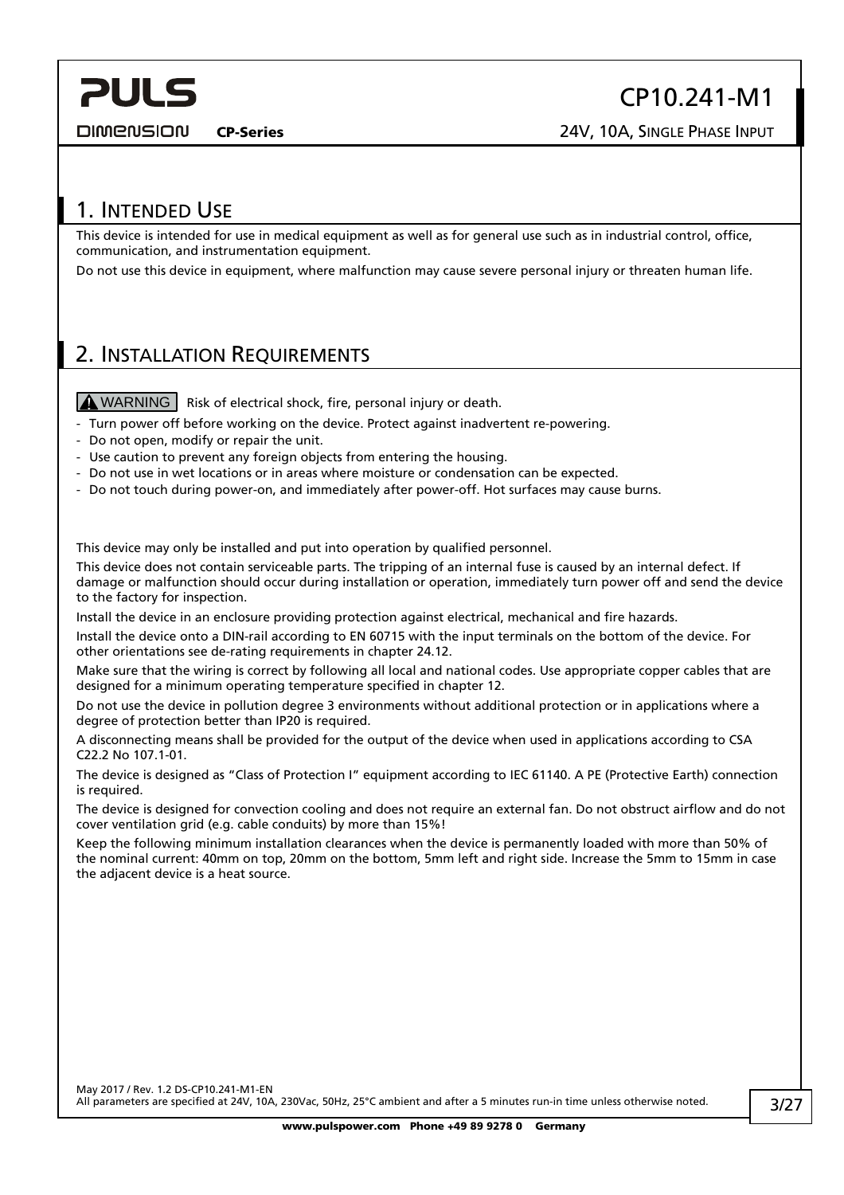## 1. Intended Use

This device is intended for use in medical equipment as well as for general use such as in industrial control, office, communication, and instrumentation equipment.

Do not use this device in equipment, where malfunction may cause severe personal injury or threaten human life.

## 2. Installation Requirements

**⚠ WARNING** Risk of electrical shock, fire, personal injury or death.

- Turn power off before working on the device. Protect against inadvertent re-powering.
- Do not open, modify or repair the unit.
- Use caution to prevent any foreign objects from entering the housing.
- Do not use in wet locations or in areas where moisture or condensation can be expected.
- Do not touch during power-on, and immediately after power-off. Hot surfaces may cause burns.

This device may only be installed and put into operation by qualified personnel.

This device does not contain serviceable parts. The tripping of an internal fuse is caused by an internal defect. If damage or malfunction should occur during installation or operation, immediately turn power off and send the device to the factory for inspection.

Install the device in an enclosure providing protection against electrical, mechanical and fire hazards.

Install the device onto a DIN-rail according to EN 60715 with the input terminals on the bottom of the device. For other orientations see de-rating requirements in chapter 24.12.

Make sure that the wiring is correct by following all local and national codes. Use appropriate copper cables that are designed for a minimum operating temperature specified in chapter 12.

Do not use the device in pollution degree 3 environments without additional protection or in applications where a degree of protection better than IP20 is required.

A disconnecting means shall be provided for the output of the device when used in applications according to CSA C22.2 No 107.1-01.

The device is designed as "Class of Protection I" equipment according to IEC 61140. A PE (Protective Earth) connection is required.

The device is designed for convection cooling and does not require an external fan. Do not obstruct airflow and do not cover ventilation grid (e.g. cable conduits) by more than 15%!

Keep the following minimum installation clearances when the device is permanently loaded with more than 50% of the nominal current: 40mm on top, 20mm on the bottom, 5mm left and right side. Increase the 5mm to 15mm in case the adjacent device is a heat source.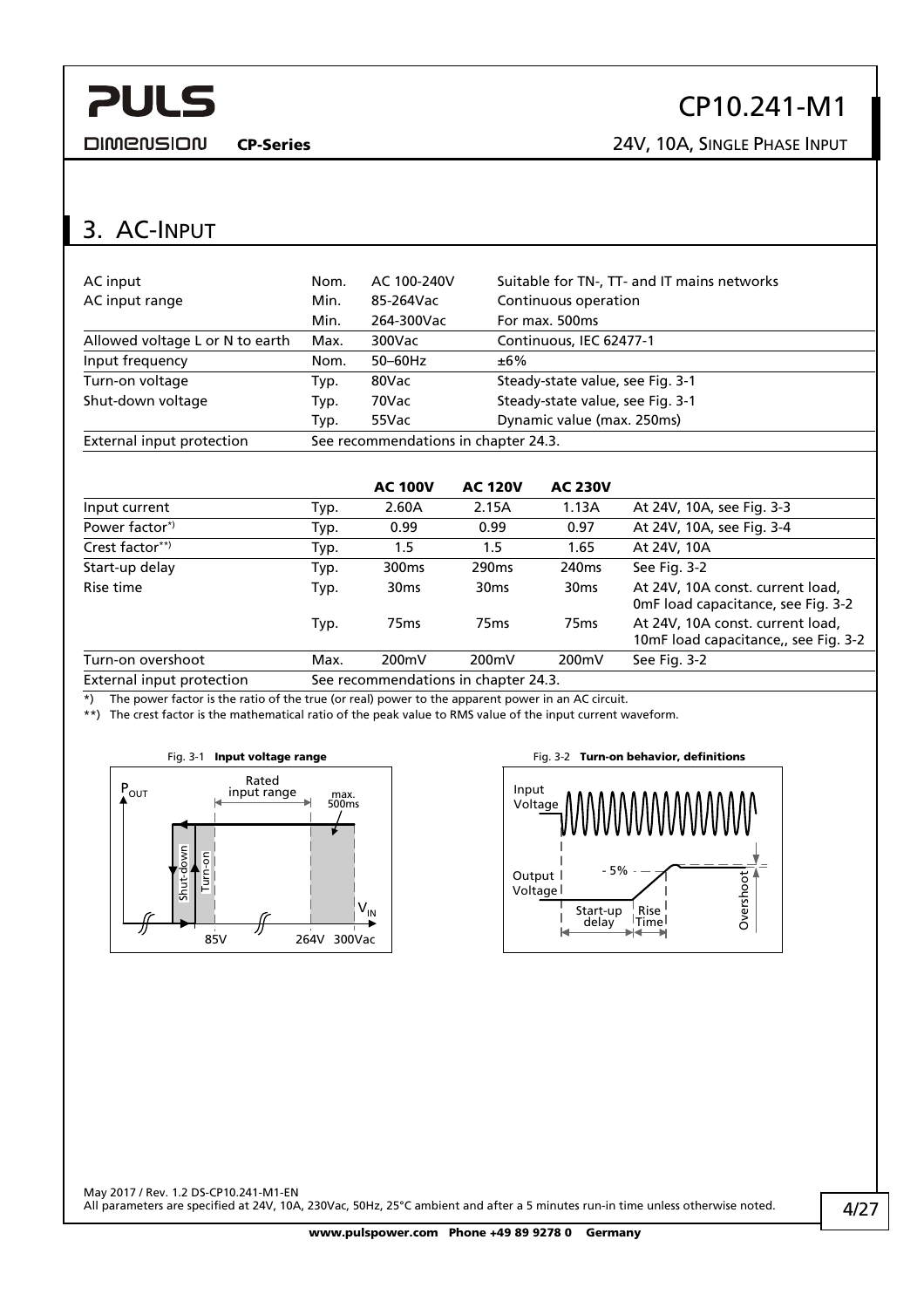## 3. AC-Input

| | | | |
|---|---|---|---|
| AC input | Nom. | AC 100-240V | Suitable for TN-, TT- and IT mains networks |
| AC input range | Min. | 85-264Vac | Continuous operation |
| | Min. | 264-300Vac | For max. 500ms |
| Allowed voltage L or N to earth | Max. | 300Vac | Continuous, IEC 62477-1 |
| Input frequency | Nom. | 50–60Hz | ±6% |
| Turn-on voltage | Typ. | 80Vac | Steady-state value, see Fig. 3-1 |
| Shut-down voltage | Typ. | 70Vac | Steady-state value, see Fig. 3-1 |
| | Typ. | 55Vac | Dynamic value (max. 250ms) |
| External input protection | See recommendations in chapter 24.3. | | |

| | | **AC 100V** | **AC 120V** | **AC 230V** | |
|---|---|---|---|---|---|
| Input current | Typ. | 2.60A | 2.15A | 1.13A | At 24V, 10A, see Fig. 3-3 |
| Power factor*) | Typ. | 0.99 | 0.99 | 0.97 | At 24V, 10A, see Fig. 3-4 |
| Crest factor**) | Typ. | 1.5 | 1.5 | 1.65 | At 24V, 10A |
| Start-up delay | Typ. | 300ms | 290ms | 240ms | See Fig. 3-2 |
| Rise time | Typ. | 30ms | 30ms | 30ms | At 24V, 10A const. current load, 0mF load capacitance, see Fig. 3-2 |
| | Typ. | 75ms | 75ms | 75ms | At 24V, 10A const. current load, 10mF load capacitance,, see Fig. 3-2 |
| Turn-on overshoot | Max. | 200mV | 200mV | 200mV | See Fig. 3-2 |
| External input protection | See recommendations in chapter 24.3. | | | | |

*) The power factor is the ratio of the true (or real) power to the apparent power in an AC circuit.

**) The crest factor is the mathematical ratio of the peak value to RMS value of the input current waveform.

Fig. 3-1 **Input voltage range**

Fig. 3-2 **Turn-on behavior, definitions**

May 2017 / Rev. 1.2 DS-CP10.241-M1-EN

All parameters are specified at 24V, 10A, 230Vac, 50Hz, 25°C ambient and after a 5 minutes run-in time unless otherwise noted.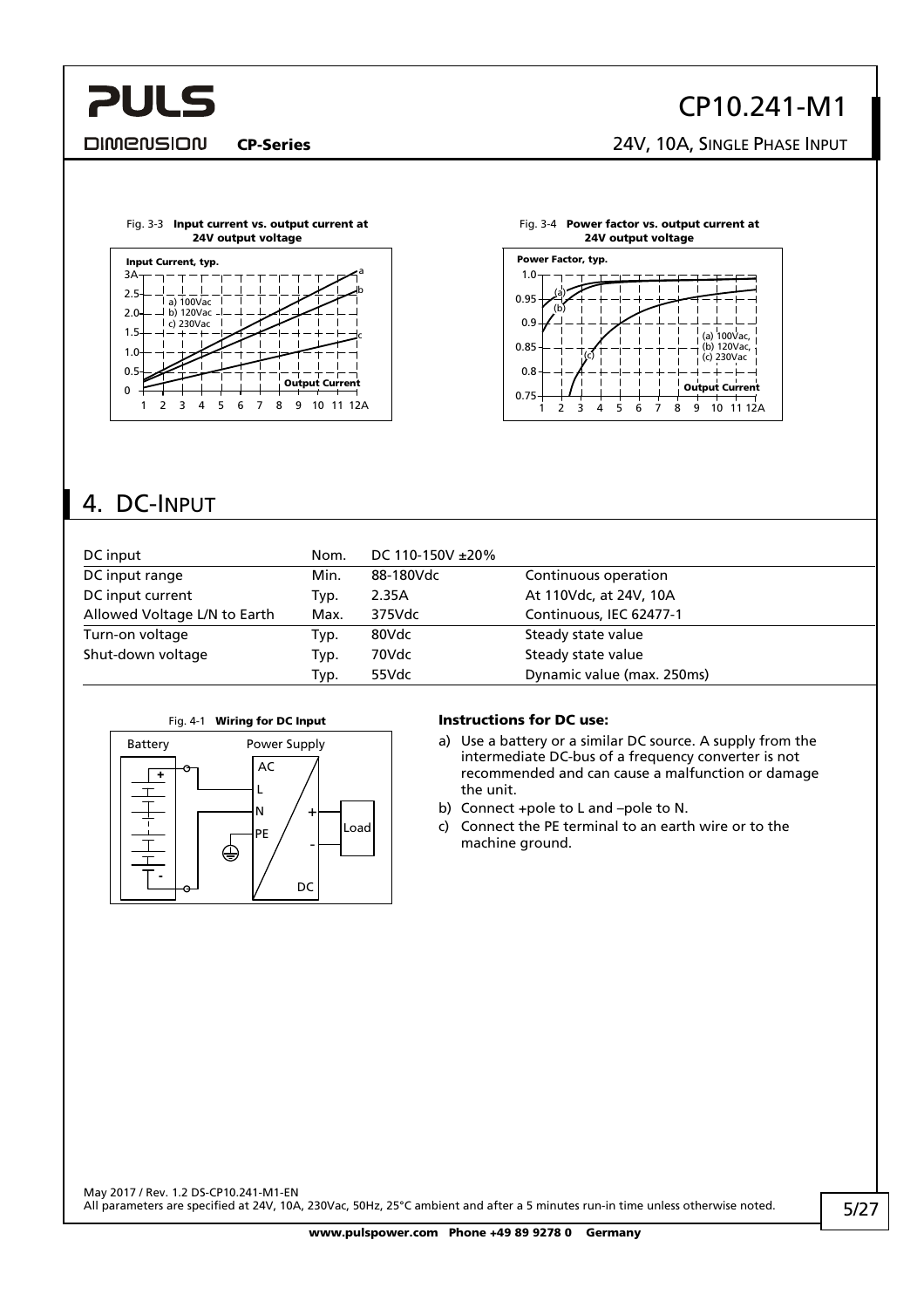Fig. 3-3 **Input current vs. output current at 24V output voltage**

Fig. 3-4 **Power factor vs. output current at 24V output voltage**

## 4. DC-Input

| DC input | Nom. | DC 110-150V ±20% | |
|---|---|---|---|
| DC input range | Min. | 88-180Vdc | Continuous operation |
| DC input current | Typ. | 2.35A | At 110Vdc, at 24V, 10A |
| Allowed Voltage L/N to Earth | Max. | 375Vdc | Continuous, IEC 62477-1 |
| Turn-on voltage | Typ. | 80Vdc | Steady state value |
| Shut-down voltage | Typ. | 70Vdc | Steady state value |
| | Typ. | 55Vdc | Dynamic value (max. 250ms) |

Fig. 4-1 **Wiring for DC Input**

**Instructions for DC use:**

a) Use a battery or a similar DC source. A supply from the intermediate DC-bus of a frequency converter is not recommended and can cause a malfunction or damage the unit.

b) Connect +pole to L and –pole to N.

c) Connect the PE terminal to an earth wire or to the machine ground.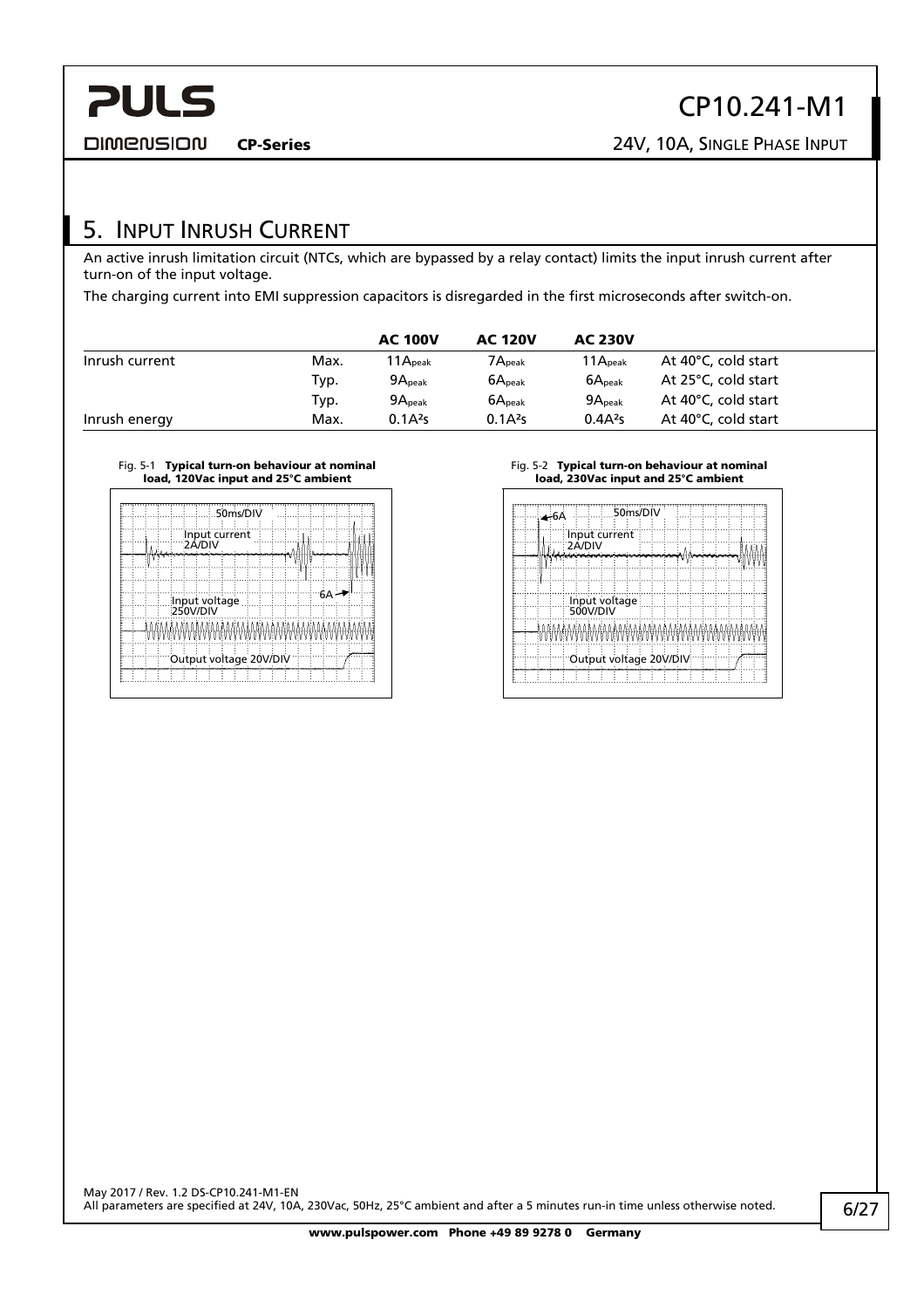## 5. Input Inrush Current

An active inrush limitation circuit (NTCs, which are bypassed by a relay contact) limits the input inrush current after turn-on of the input voltage.

The charging current into EMI suppression capacitors is disregarded in the first microseconds after switch-on.

| | | AC 100V | AC 120V | AC 230V | |
|---|---|---|---|---|---|
| Inrush current | Max. | $11A_{peak}$ | $7A_{peak}$ | $11A_{peak}$ | At 40°C, cold start |
| | Typ. | $9A_{peak}$ | $6A_{peak}$ | $6A_{peak}$ | At 25°C, cold start |
| | Typ. | $9A_{peak}$ | $6A_{peak}$ | $9A_{peak}$ | At 40°C, cold start |
| Inrush energy | Max. | $0.1A^2s$ | $0.1A^2s$ | $0.4A^2s$ | At 40°C, cold start |

Fig. 5-1 **Typical turn-on behaviour at nominal load, 120Vac input and 25°C ambient**

50ms/DIV
Input current 2A/DIV
6A
Input voltage 250V/DIV
Output voltage 20V/DIV

Fig. 5-2 **Typical turn-on behaviour at nominal load, 230Vac input and 25°C ambient**

6A
50ms/DIV
Input current 2A/DIV
Input voltage 500V/DIV
Output voltage 20V/DIV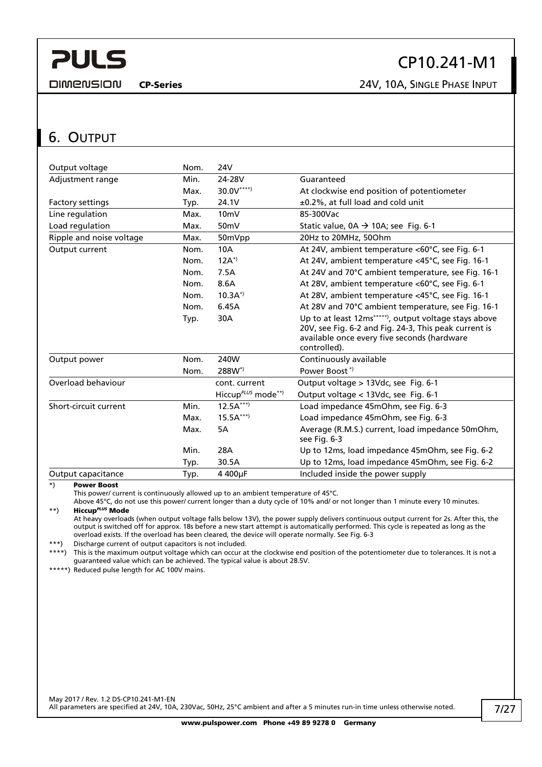## 6. Output

| | | | |
|---|---|---|---|
| Output voltage | Nom. | 24V | |
| Adjustment range | Min. | 24-28V | Guaranteed |
| | Max. | 30.0V****) | At clockwise end position of potentiometer |
| Factory settings | Typ. | 24.1V | ±0.2%, at full load and cold unit |
| Line regulation | Max. | 10mV | 85-300Vac |
| Load regulation | Max. | 50mV | Static value, 0A → 10A; see Fig. 6-1 |
| Ripple and noise voltage | Max. | 50mVpp | 20Hz to 20MHz, 50Ohm |
| Output current | Nom. | 10A | At 24V, ambient temperature <60°C, see Fig. 6-1 |
| | Nom. | 12A*) | At 24V, ambient temperature <45°C, see Fig. 16-1 |
| | Nom. | 7.5A | At 24V and 70°C ambient temperature, see Fig. 16-1 |
| | Nom. | 8.6A | At 28V, ambient temperature <60°C, see Fig. 6-1 |
| | Nom. | 10.3A*) | At 28V, ambient temperature <45°C, see Fig. 16-1 |
| | Nom. | 6.45A | At 28V and 70°C ambient temperature, see Fig. 16-1 |
| | Typ. | 30A | Up to at least 12ms*****), output voltage stays above 20V, see Fig. 6-2 and Fig. 24-3, This peak current is available once every five seconds (hardware controlled). |
| Output power | Nom. | 240W | Continuously available |
| | Nom. | 288W*) | Power Boost *) |
| Overload behaviour | | cont. current | Output voltage > 13Vdc, see Fig. 6-1 |
| | | Hiccup*PLUS* mode**) | Output voltage < 13Vdc, see Fig. 6-1 |
| Short-circuit current | Min. | 12.5A***) | Load impedance 45mOhm, see Fig. 6-3 |
| | Max. | 15.5A***) | Load impedance 45mOhm, see Fig. 6-3 |
| | Max. | 5A | Average (R.M.S.) current, load impedance 50mOhm, see Fig. 6-3 |
| | Min. | 28A | Up to 12ms, load impedance 45mOhm, see Fig. 6-2 |
| | Typ. | 30.5A | Up to 12ms, load impedance 45mOhm, see Fig. 6-2 |
| Output capacitance | Typ. | 4 400µF | Included inside the power supply |

*) **Power Boost**
This power/ current is continuously allowed up to an ambient temperature of 45°C.
Above 45°C, do not use this power/ current longer than a duty cycle of 10% and/ or not longer than 1 minute every 10 minutes.

**) **Hiccup*PLUS* Mode**
At heavy overloads (when output voltage falls below 13V), the power supply delivers continuous output current for 2s. After this, the output is switched off for approx. 18s before a new start attempt is automatically performed. This cycle is repeated as long as the overload exists. If the overload has been cleared, the device will operate normally. See Fig. 6-3

***) Discharge current of output capacitors is not included.

****) This is the maximum output voltage which can occur at the clockwise end position of the potentiometer due to tolerances. It is not a guaranteed value which can be achieved. The typical value is about 28.5V.

*****) Reduced pulse length for AC 100V mains.

May 2017 / Rev. 1.2 DS-CP10.241-M1-EN
All parameters are specified at 24V, 10A, 230Vac, 50Hz, 25°C ambient and after a 5 minutes run-in time unless otherwise noted.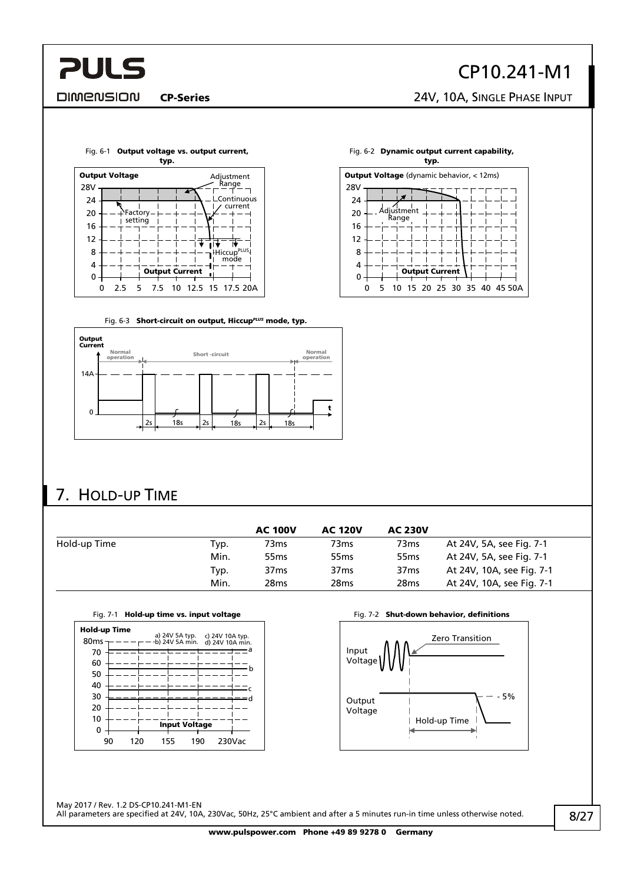Fig. 6-1 **Output voltage vs. output current, typ.**

Fig. 6-2 **Dynamic output current capability, typ.**

Fig. 6-3 **Short-circuit on output, Hiccup*PLUS* mode, typ.**

## 7. Hold-up Time

| | | AC 100V | AC 120V | AC 230V | |
|---|---|---|---|---|---|
| Hold-up Time | Typ. | 73ms | 73ms | 73ms | At 24V, 5A, see Fig. 7-1 |
| | Min. | 55ms | 55ms | 55ms | At 24V, 5A, see Fig. 7-1 |
| | Typ. | 37ms | 37ms | 37ms | At 24V, 10A, see Fig. 7-1 |
| | Min. | 28ms | 28ms | 28ms | At 24V, 10A, see Fig. 7-1 |

Fig. 7-1 **Hold-up time vs. input voltage**

Fig. 7-2 **Shut-down behavior, definitions**

May 2017 / Rev. 1.2 DS-CP10.241-M1-EN
All parameters are specified at 24V, 10A, 230Vac, 50Hz, 25°C ambient and after a 5 minutes run-in time unless otherwise noted.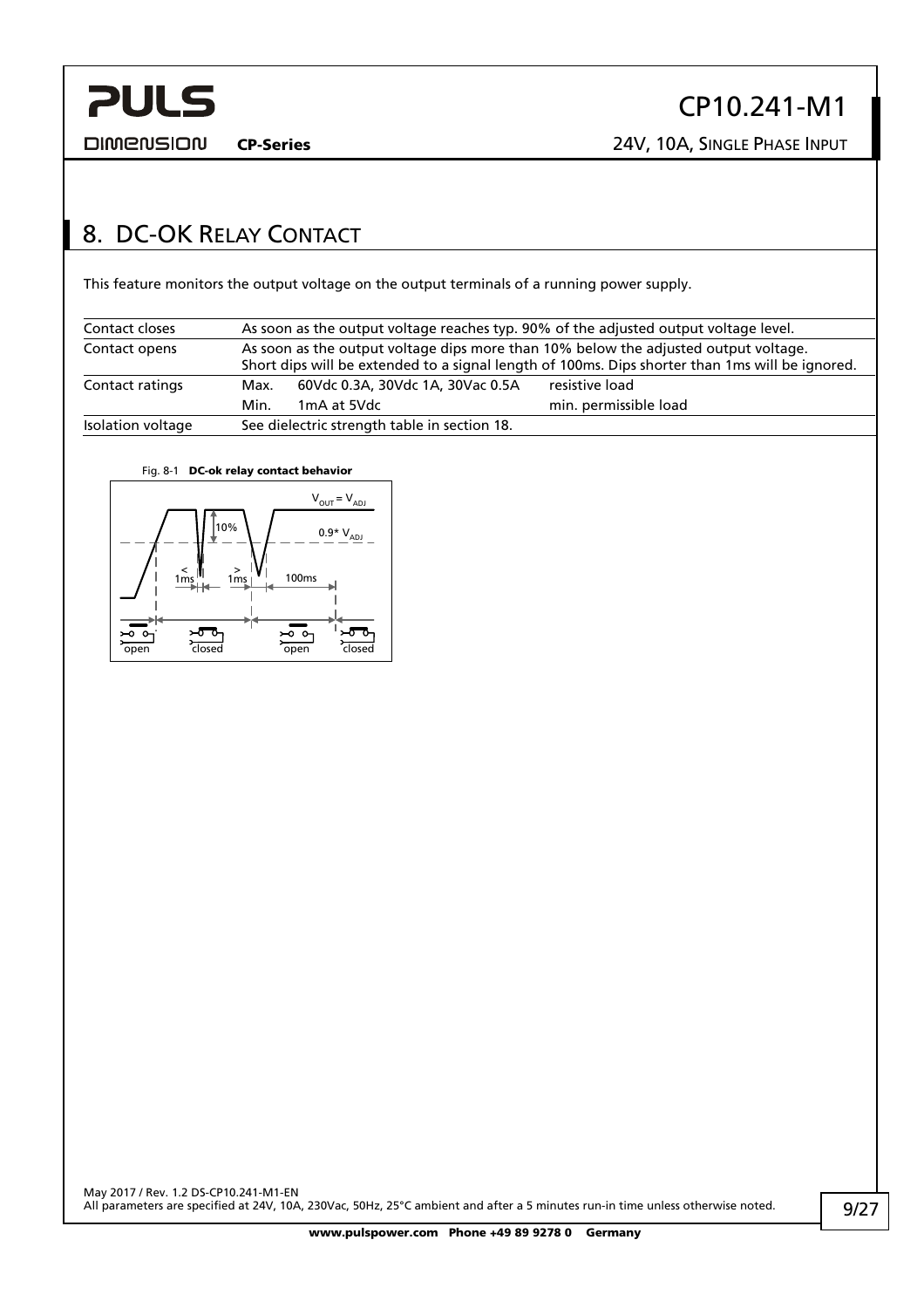## 8. DC-OK Relay Contact

This feature monitors the output voltage on the output terminals of a running power supply.

| | | | |
|---|---|---|---|
| Contact closes | As soon as the output voltage reaches typ. 90% of the adjusted output voltage level. | | |
| Contact opens | As soon as the output voltage dips more than 10% below the adjusted output voltage.<br>Short dips will be extended to a signal length of 100ms. Dips shorter than 1ms will be ignored. | | |
| Contact ratings | Max. | 60Vdc 0.3A, 30Vdc 1A, 30Vac 0.5A | resistive load |
| | Min. | 1mA at 5Vdc | min. permissible load |
| Isolation voltage | See dielectric strength table in section 18. | | |

Fig. 8-1 **DC-ok relay contact behavior**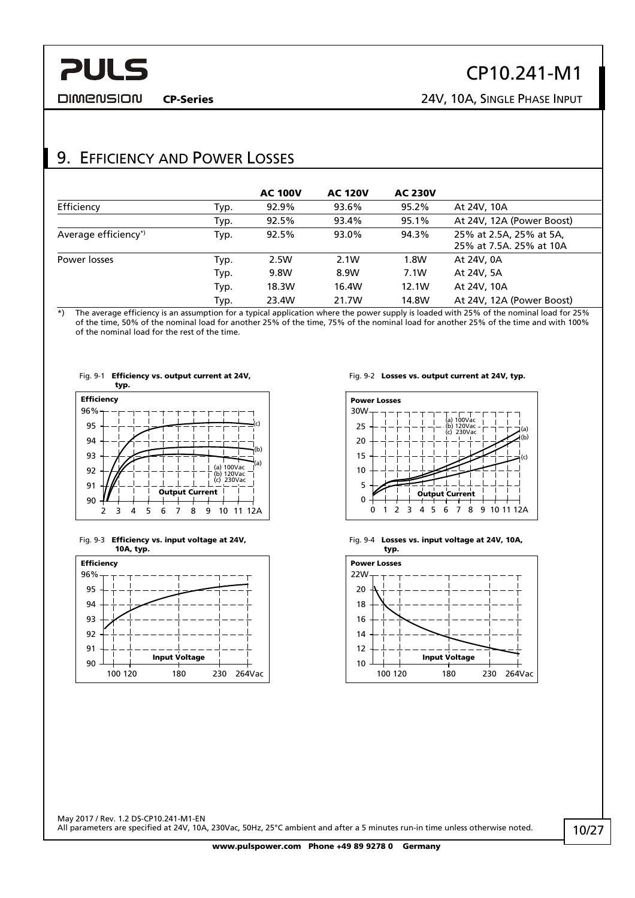## 9. Efficiency and Power Losses

| | | AC 100V | AC 120V | AC 230V | |
|---|---|---|---|---|---|
| Efficiency | Typ. | 92.9% | 93.6% | 95.2% | At 24V, 10A |
| | Typ. | 92.5% | 93.4% | 95.1% | At 24V, 12A (Power Boost) |
| Average efficiency*) | Typ. | 92.5% | 93.0% | 94.3% | 25% at 2.5A, 25% at 5A, 25% at 7.5A. 25% at 10A |
| Power losses | Typ. | 2.5W | 2.1W | 1.8W | At 24V, 0A |
| | Typ. | 9.8W | 8.9W | 7.1W | At 24V, 5A |
| | Typ. | 18.3W | 16.4W | 12.1W | At 24V, 10A |
| | Typ. | 23.4W | 21.7W | 14.8W | At 24V, 12A (Power Boost) |

*) The average efficiency is an assumption for a typical application where the power supply is loaded with 25% of the nominal load for 25% of the time, 50% of the nominal load for another 25% of the time, 75% of the nominal load for another 25% of the time and with 100% of the nominal load for the rest of the time.

Fig. 9-1 **Efficiency vs. output current at 24V, typ.**

Fig. 9-2 **Losses vs. output current at 24V, typ.**

Fig. 9-3 **Efficiency vs. input voltage at 24V, 10A, typ.**

Fig. 9-4 **Losses vs. input voltage at 24V, 10A, typ.**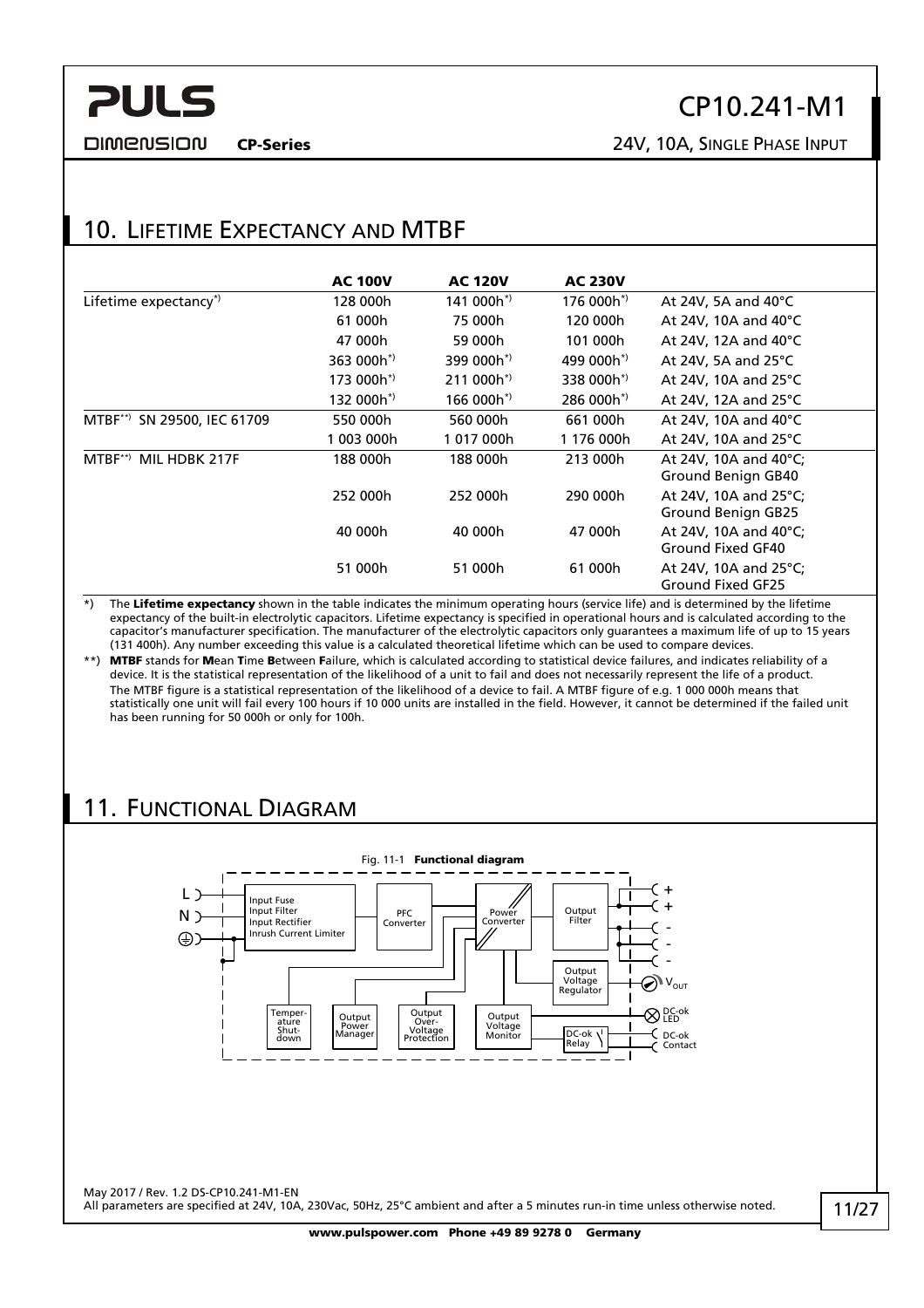## 10. Lifetime Expectancy and MTBF

| | AC 100V | AC 120V | AC 230V | |
|---|---|---|---|---|
| Lifetime expectancy*) | 128 000h | 141 000h*) | 176 000h*) | At 24V, 5A and 40°C |
| | 61 000h | 75 000h | 120 000h | At 24V, 10A and 40°C |
| | 47 000h | 59 000h | 101 000h | At 24V, 12A and 40°C |
| | 363 000h*) | 399 000h*) | 499 000h*) | At 24V, 5A and 25°C |
| | 173 000h*) | 211 000h*) | 338 000h*) | At 24V, 10A and 25°C |
| | 132 000h*) | 166 000h*) | 286 000h*) | At 24V, 12A and 25°C |
| MTBF**) SN 29500, IEC 61709 | 550 000h | 560 000h | 661 000h | At 24V, 10A and 40°C |
| | 1 003 000h | 1 017 000h | 1 176 000h | At 24V, 10A and 25°C |
| MTBF**) MIL HDBK 217F | 188 000h | 188 000h | 213 000h | At 24V, 10A and 40°C; Ground Benign GB40 |
| | 252 000h | 252 000h | 290 000h | At 24V, 10A and 25°C; Ground Benign GB25 |
| | 40 000h | 40 000h | 47 000h | At 24V, 10A and 40°C; Ground Fixed GF40 |
| | 51 000h | 51 000h | 61 000h | At 24V, 10A and 25°C; Ground Fixed GF25 |

*) The **Lifetime expectancy** shown in the table indicates the minimum operating hours (service life) and is determined by the lifetime expectancy of the built-in electrolytic capacitors. Lifetime expectancy is specified in operational hours and is calculated according to the capacitor's manufacturer specification. The manufacturer of the electrolytic capacitors only guarantees a maximum life of up to 15 years (131 400h). Any number exceeding this value is a calculated theoretical lifetime which can be used to compare devices.

**) **MTBF** stands for **M**ean **T**ime **B**etween **F**ailure, which is calculated according to statistical device failures, and indicates reliability of a device. It is the statistical representation of the likelihood of a unit to fail and does not necessarily represent the life of a product.
The MTBF figure is a statistical representation of the likelihood of a device to fail. A MTBF figure of e.g. 1 000 000h means that statistically one unit will fail every 100 hours if 10 000 units are installed in the field. However, it cannot be determined if the failed unit has been running for 50 000h or only for 100h.

## 11. Functional Diagram

Fig. 11-1 **Functional diagram**

L, N, ⏚ → Input Fuse / Input Filter / Input Rectifier / Inrush Current Limiter → PFC Converter → Power Converter → Output Filter → +, +, -, -, -

Output Voltage Regulator → $V_{OUT}$

Temperature Shut-down, Output Power Manager, Output Over-Voltage Protection, Output Voltage Monitor → DC-ok LED, DC-ok Relay → DC-ok Contact

May 2017 / Rev. 1.2 DS-CP10.241-M1-EN
All parameters are specified at 24V, 10A, 230Vac, 50Hz, 25°C ambient and after a 5 minutes run-in time unless otherwise noted.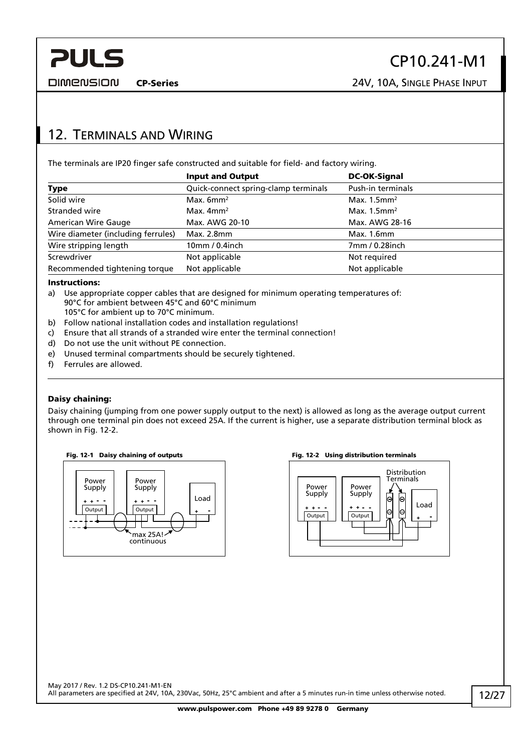## 12. Terminals and Wiring

The terminals are IP20 finger safe constructed and suitable for field- and factory wiring.

| | **Input and Output** | **DC-OK-Signal** |
|---|---|---|
| **Type** | Quick-connect spring-clamp terminals | Push-in terminals |
| Solid wire | Max. 6mm² | Max. 1.5mm² |
| Stranded wire | Max. 4mm² | Max. 1.5mm² |
| American Wire Gauge | Max. AWG 20-10 | Max. AWG 28-16 |
| Wire diameter (including ferrules) | Max. 2.8mm | Max. 1.6mm |
| Wire stripping length | 10mm / 0.4inch | 7mm / 0.28inch |
| Screwdriver | Not applicable | Not required |
| Recommended tightening torque | Not applicable | Not applicable |

**Instructions:**

a) Use appropriate copper cables that are designed for minimum operating temperatures of:
90°C for ambient between 45°C and 60°C minimum
105°C for ambient up to 70°C minimum.

b) Follow national installation codes and installation regulations!

c) Ensure that all strands of a stranded wire enter the terminal connection!

d) Do not use the unit without PE connection.

e) Unused terminal compartments should be securely tightened.

f) Ferrules are allowed.

**Daisy chaining:**

Daisy chaining (jumping from one power supply output to the next) is allowed as long as the average output current through one terminal pin does not exceed 25A. If the current is higher, use a separate distribution terminal block as shown in Fig. 12-2.

**Fig. 12-1 Daisy chaining of outputs**

**Fig. 12-2 Using distribution terminals**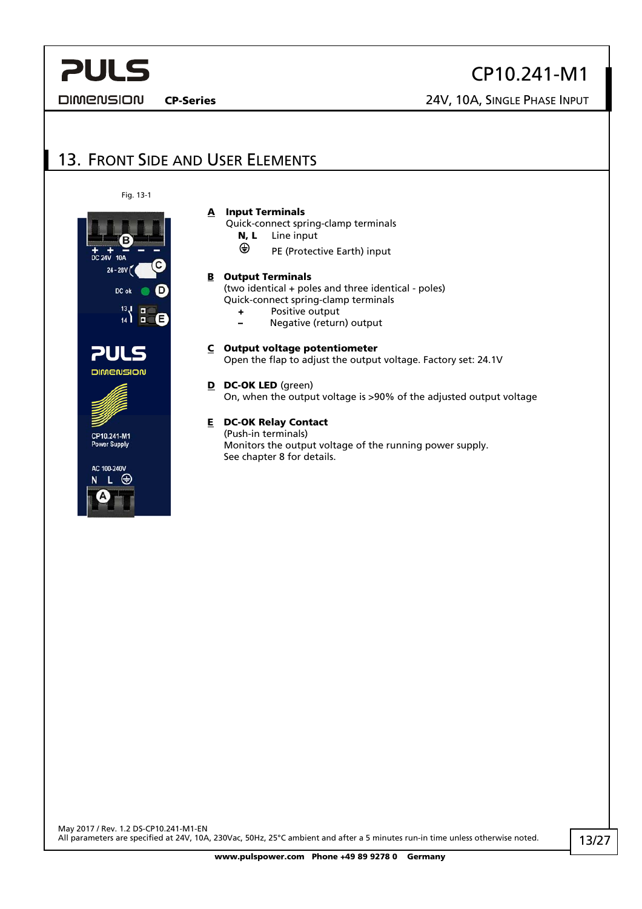## 13. Front Side and User Elements

Fig. 13-1

**A Input Terminals**
Quick-connect spring-clamp terminals
- **N, L** Line input
- ⏚ PE (Protective Earth) input

**B Output Terminals**
(two identical + poles and three identical - poles)
Quick-connect spring-clamp terminals
- **+** Positive output
- **–** Negative (return) output

**C Output voltage potentiometer**
Open the flap to adjust the output voltage. Factory set: 24.1V

**D DC-OK LED** (green)
On, when the output voltage is >90% of the adjusted output voltage

**E DC-OK Relay Contact**
(Push-in terminals)
Monitors the output voltage of the running power supply.
See chapter 8 for details.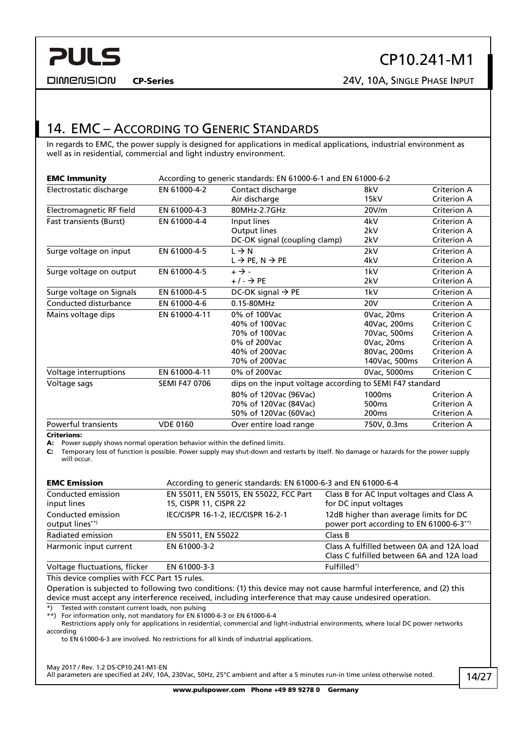## 14. EMC – According to Generic Standards

In regards to EMC, the power supply is designed for applications in medical applications, industrial environment as well as in residential, commercial and light industry environment.

| **EMC Immunity** | According to generic standards: EN 61000-6-1 and EN 61000-6-2 | | | |
|---|---|---|---|---|
| Electrostatic discharge | EN 61000-4-2 | Contact discharge<br>Air discharge | 8kV<br>15kV | Criterion A<br>Criterion A |
| Electromagnetic RF field | EN 61000-4-3 | 80MHz-2.7GHz | 20V/m | Criterion A |
| Fast transients (Burst) | EN 61000-4-4 | Input lines<br>Output lines<br>DC-OK signal (coupling clamp) | 4kV<br>2kV<br>2kV | Criterion A<br>Criterion A<br>Criterion A |
| Surge voltage on input | EN 61000-4-5 | L → N<br>L → PE, N → PE | 2kV<br>4kV | Criterion A<br>Criterion A |
| Surge voltage on output | EN 61000-4-5 | + → -<br>+ / - → PE | 1kV<br>2kV | Criterion A<br>Criterion A |
| Surge voltage on Signals | EN 61000-4-5 | DC-OK signal → PE | 1kV | Criterion A |
| Conducted disturbance | EN 61000-4-6 | 0.15-80MHz | 20V | Criterion A |
| Mains voltage dips | EN 61000-4-11 | 0% of 100Vac<br>40% of 100Vac<br>70% of 100Vac<br>0% of 200Vac<br>40% of 200Vac<br>70% of 200Vac | 0Vac, 20ms<br>40Vac, 200ms<br>70Vac, 500ms<br>0Vac, 20ms<br>80Vac, 200ms<br>140Vac, 500ms | Criterion A<br>Criterion C<br>Criterion A<br>Criterion A<br>Criterion A<br>Criterion A |
| Voltage interruptions | EN 61000-4-11 | 0% of 200Vac | 0Vac, 5000ms | Criterion C |
| Voltage sags | SEMI F47 0706 | dips on the input voltage according to SEMI F47 standard<br>80% of 120Vac (96Vac)<br>70% of 120Vac (84Vac)<br>50% of 120Vac (60Vac) | <br>1000ms<br>500ms<br>200ms | <br>Criterion A<br>Criterion A<br>Criterion A |
| Powerful transients | VDE 0160 | Over entire load range | 750V, 0.3ms | Criterion A |

**Criterions:**

**A:** Power supply shows normal operation behavior within the defined limits.

**C:** Temporary loss of function is possible. Power supply may shut-down and restarts by itself. No damage or hazards for the power supply will occur.

| **EMC Emission** | According to generic standards: EN 61000-6-3 and EN 61000-6-4 | |
|---|---|---|
| Conducted emission input lines | EN 55011, EN 55015, EN 55022, FCC Part 15, CISPR 11, CISPR 22 | Class B for AC Input voltages and Class A for DC input voltages |
| Conducted emission output lines**) | IEC/CISPR 16-1-2, IEC/CISPR 16-2-1 | 12dB higher than average limits for DC power port according to EN 61000-6-3**) |
| Radiated emission | EN 55011, EN 55022 | Class B |
| Harmonic input current | EN 61000-3-2 | Class A fulfilled between 0A and 12A load<br>Class C fulfilled between 6A and 12A load |
| Voltage fluctuations, flicker | EN 61000-3-3 | Fulfilled*) |

This device complies with FCC Part 15 rules.

Operation is subjected to following two conditions: (1) this device may not cause harmful interference, and (2) this device must accept any interference received, including interference that may cause undesired operation.

*) Tested with constant current loads, non pulsing

**) For information only, not mandatory for EN 61000-6-3 or EN 61000-6-4
Restrictions apply only for applications in residential, commercial and light-industrial environments, where local DC power networks according
to EN 61000-6-3 are involved. No restrictions for all kinds of industrial applications.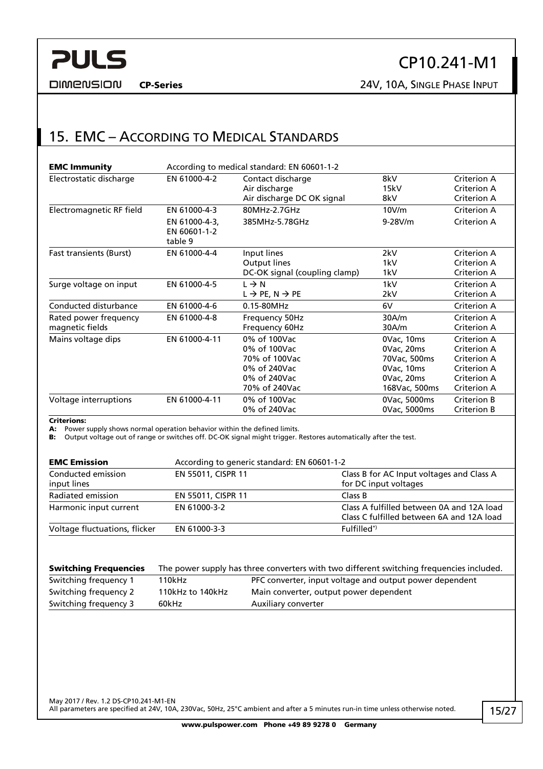## 15. EMC – According to Medical Standards

| **EMC Immunity** | According to medical standard: EN 60601-1-2 | | | |
|---|---|---|---|---|
| Electrostatic discharge | EN 61000-4-2 | Contact discharge<br>Air discharge<br>Air discharge DC OK signal | 8kV<br>15kV<br>8kV | Criterion A<br>Criterion A<br>Criterion A |
| Electromagnetic RF field | EN 61000-4-3 | 80MHz-2.7GHz | 10V/m | Criterion A |
| | EN 61000-4-3, EN 60601-1-2 table 9 | 385MHz-5.78GHz | 9-28V/m | Criterion A |
| Fast transients (Burst) | EN 61000-4-4 | Input lines<br>Output lines<br>DC-OK signal (coupling clamp) | 2kV<br>1kV<br>1kV | Criterion A<br>Criterion A<br>Criterion A |
| Surge voltage on input | EN 61000-4-5 | L → N<br>L → PE, N → PE | 1kV<br>2kV | Criterion A<br>Criterion A |
| Conducted disturbance | EN 61000-4-6 | 0.15-80MHz | 6V | Criterion A |
| Rated power frequency magnetic fields | EN 61000-4-8 | Frequency 50Hz<br>Frequency 60Hz | 30A/m<br>30A/m | Criterion A<br>Criterion A |
| Mains voltage dips | EN 61000-4-11 | 0% of 100Vac<br>0% of 100Vac<br>70% of 100Vac<br>0% of 240Vac<br>0% of 240Vac<br>70% of 240Vac | 0Vac, 10ms<br>0Vac, 20ms<br>70Vac, 500ms<br>0Vac, 10ms<br>0Vac, 20ms<br>168Vac, 500ms | Criterion A<br>Criterion A<br>Criterion A<br>Criterion A<br>Criterion A<br>Criterion A |
| Voltage interruptions | EN 61000-4-11 | 0% of 100Vac<br>0% of 240Vac | 0Vac, 5000ms<br>0Vac, 5000ms | Criterion B<br>Criterion B |

**Criterions:**

**A:** Power supply shows normal operation behavior within the defined limits.

**B:** Output voltage out of range or switches off. DC-OK signal might trigger. Restores automatically after the test.

| **EMC Emission** | According to generic standard: EN 60601-1-2 | |
|---|---|---|
| Conducted emission input lines | EN 55011, CISPR 11 | Class B for AC Input voltages and Class A for DC input voltages |
| Radiated emission | EN 55011, CISPR 11 | Class B |
| Harmonic input current | EN 61000-3-2 | Class A fulfilled between 0A and 12A load<br>Class C fulfilled between 6A and 12A load |
| Voltage fluctuations, flicker | EN 61000-3-3 | Fulfilled*) |

| **Switching Frequencies** | The power supply has three converters with two different switching frequencies included. | |
|---|---|---|
| Switching frequency 1 | 110kHz | PFC converter, input voltage and output power dependent |
| Switching frequency 2 | 110kHz to 140kHz | Main converter, output power dependent |
| Switching frequency 3 | 60kHz | Auxiliary converter |

May 2017 / Rev. 1.2 DS-CP10.241-M1-EN
All parameters are specified at 24V, 10A, 230Vac, 50Hz, 25°C ambient and after a 5 minutes run-in time unless otherwise noted.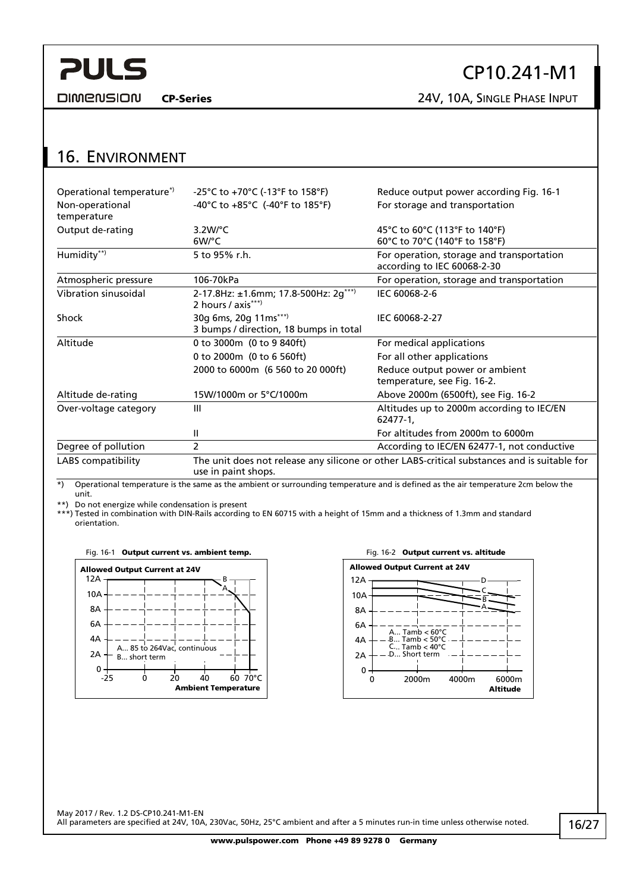## 16. Environment

| | | |
|---|---|---|
| Operational temperature*) | -25°C to +70°C (-13°F to 158°F) | Reduce output power according Fig. 16-1 |
| Non-operational temperature | -40°C to +85°C (-40°F to 185°F) | For storage and transportation |
| Output de-rating | 3.2W/°C<br>6W/°C | 45°C to 60°C (113°F to 140°F)<br>60°C to 70°C (140°F to 158°F) |
| Humidity**) | 5 to 95% r.h. | For operation, storage and transportation according to IEC 60068-2-30 |
| Atmospheric pressure | 106-70kPa | For operation, storage and transportation |
| Vibration sinusoidal | 2-17.8Hz: ±1.6mm; 17.8-500Hz: 2g***)<br>2 hours / axis***) | IEC 60068-2-6 |
| Shock | 30g 6ms, 20g 11ms***)<br>3 bumps / direction, 18 bumps in total | IEC 60068-2-27 |
| Altitude | 0 to 3000m (0 to 9 840ft) | For medical applications |
| | 0 to 2000m (0 to 6 560ft) | For all other applications |
| | 2000 to 6000m (6 560 to 20 000ft) | Reduce output power or ambient temperature, see Fig. 16-2. |
| Altitude de-rating | 15W/1000m or 5°C/1000m | Above 2000m (6500ft), see Fig. 16-2 |
| Over-voltage category | III | Altitudes up to 2000m according to IEC/EN 62477-1, |
| | II | For altitudes from 2000m to 6000m |
| Degree of pollution | 2 | According to IEC/EN 62477-1, not conductive |
| LABS compatibility | The unit does not release any silicone or other LABS-critical substances and is suitable for use in paint shops. | |

*) Operational temperature is the same as the ambient or surrounding temperature and is defined as the air temperature 2cm below the unit.

**) Do not energize while condensation is present

***) Tested in combination with DIN-Rails according to EN 60715 with a height of 15mm and a thickness of 1.3mm and standard orientation.

Fig. 16-1 **Output current vs. ambient temp.**

Fig. 16-2 **Output current vs. altitude**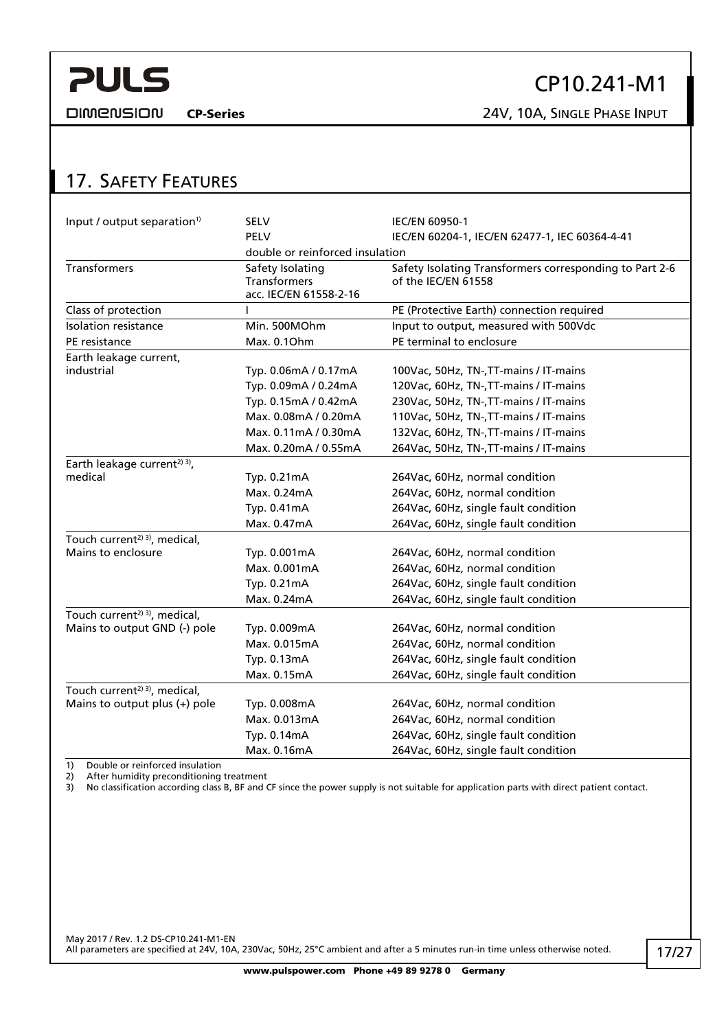## 17. Safety Features

| | | |
|---|---|---|
| Input / output separation[1] | SELV | IEC/EN 60950-1 |
| | PELV | IEC/EN 60204-1, IEC/EN 62477-1, IEC 60364-4-41 |
| | double or reinforced insulation | |
| Transformers | Safety Isolating Transformers acc. IEC/EN 61558-2-16 | Safety Isolating Transformers corresponding to Part 2-6 of the IEC/EN 61558 |
| Class of protection | I | PE (Protective Earth) connection required |
| Isolation resistance | Min. 500MOhm | Input to output, measured with 500Vdc |
| PE resistance | Max. 0.1Ohm | PE terminal to enclosure |
| Earth leakage current, industrial | Typ. 0.06mA / 0.17mA | 100Vac, 50Hz, TN-,TT-mains / IT-mains |
| | Typ. 0.09mA / 0.24mA | 120Vac, 60Hz, TN-,TT-mains / IT-mains |
| | Typ. 0.15mA / 0.42mA | 230Vac, 50Hz, TN-,TT-mains / IT-mains |
| | Max. 0.08mA / 0.20mA | 110Vac, 50Hz, TN-,TT-mains / IT-mains |
| | Max. 0.11mA / 0.30mA | 132Vac, 60Hz, TN-,TT-mains / IT-mains |
| | Max. 0.20mA / 0.55mA | 264Vac, 50Hz, TN-,TT-mains / IT-mains |
| Earth leakage current[2) 3)], medical | Typ. 0.21mA | 264Vac, 60Hz, normal condition |
| | Max. 0.24mA | 264Vac, 60Hz, normal condition |
| | Typ. 0.41mA | 264Vac, 60Hz, single fault condition |
| | Max. 0.47mA | 264Vac, 60Hz, single fault condition |
| Touch current[2) 3)], medical, Mains to enclosure | Typ. 0.001mA | 264Vac, 60Hz, normal condition |
| | Max. 0.001mA | 264Vac, 60Hz, normal condition |
| | Typ. 0.21mA | 264Vac, 60Hz, single fault condition |
| | Max. 0.24mA | 264Vac, 60Hz, single fault condition |
| Touch current[2) 3)], medical, Mains to output GND (-) pole | Typ. 0.009mA | 264Vac, 60Hz, normal condition |
| | Max. 0.015mA | 264Vac, 60Hz, normal condition |
| | Typ. 0.13mA | 264Vac, 60Hz, single fault condition |
| | Max. 0.15mA | 264Vac, 60Hz, single fault condition |
| Touch current[2) 3)], medical, Mains to output plus (+) pole | Typ. 0.008mA | 264Vac, 60Hz, normal condition |
| | Max. 0.013mA | 264Vac, 60Hz, normal condition |
| | Typ. 0.14mA | 264Vac, 60Hz, single fault condition |
| | Max. 0.16mA | 264Vac, 60Hz, single fault condition |

1) Double or reinforced insulation
2) After humidity preconditioning treatment
3) No classification according class B, BF and CF since the power supply is not suitable for application parts with direct patient contact.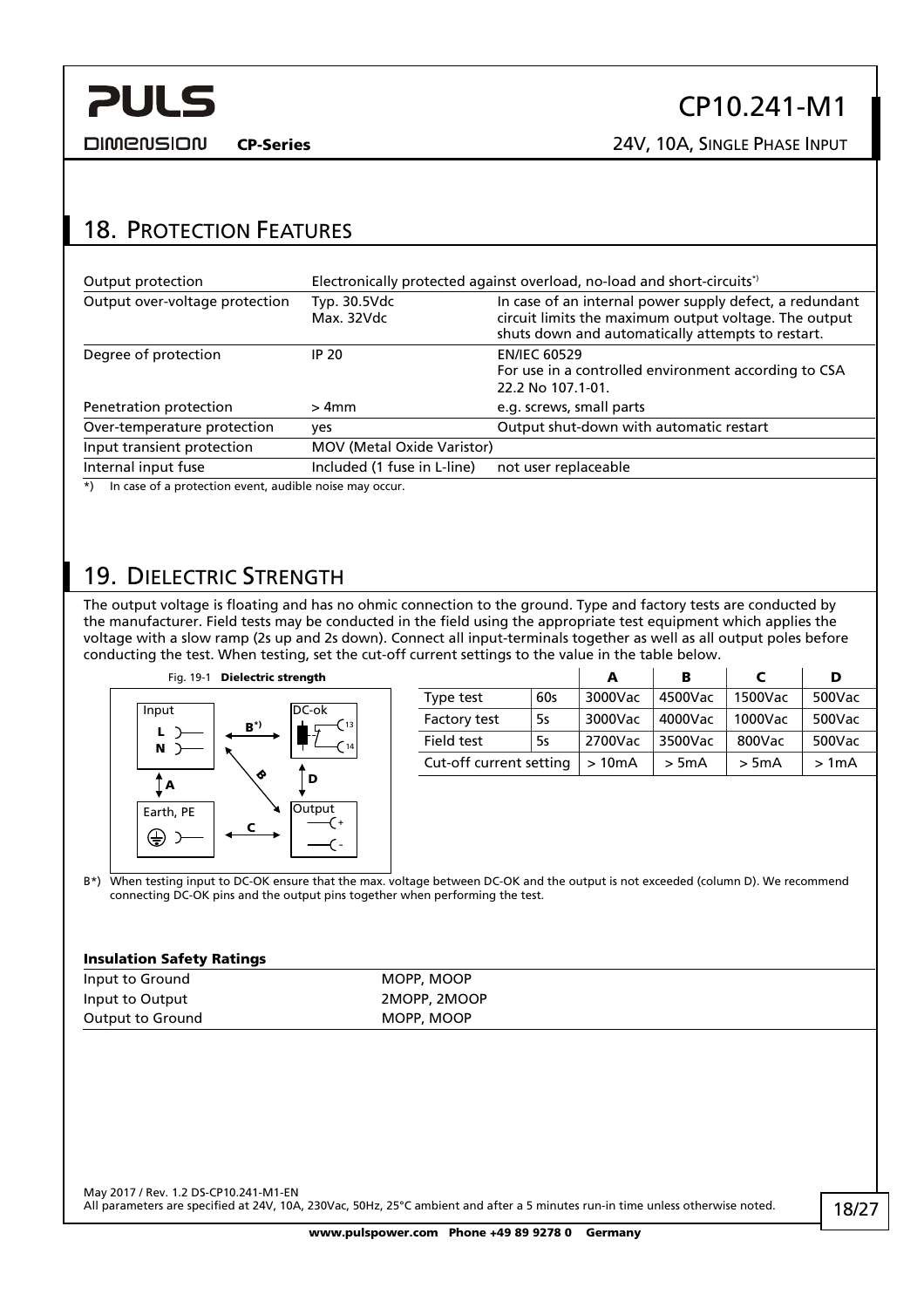## 18. Protection Features

| | | |
|---|---|---|
| Output protection | Electronically protected against overload, no-load and short-circuits*) | |
| Output over-voltage protection | Typ. 30.5Vdc<br>Max. 32Vdc | In case of an internal power supply defect, a redundant circuit limits the maximum output voltage. The output shuts down and automatically attempts to restart. |
| Degree of protection | IP 20 | EN/IEC 60529<br>For use in a controlled environment according to CSA 22.2 No 107.1-01. |
| Penetration protection | > 4mm | e.g. screws, small parts |
| Over-temperature protection | yes | Output shut-down with automatic restart |
| Input transient protection | MOV (Metal Oxide Varistor) | |
| Internal input fuse | Included (1 fuse in L-line) | not user replaceable |

*) In case of a protection event, audible noise may occur.

## 19. Dielectric Strength

The output voltage is floating and has no ohmic connection to the ground. Type and factory tests are conducted by the manufacturer. Field tests may be conducted in the field using the appropriate test equipment which applies the voltage with a slow ramp (2s up and 2s down). Connect all input-terminals together as well as all output poles before conducting the test. When testing, set the cut-off current settings to the value in the table below.

Fig. 19-1 **Dielectric strength**

| | | A | B | C | D |
|---|---|---|---|---|---|
| Type test | 60s | 3000Vac | 4500Vac | 1500Vac | 500Vac |
| Factory test | 5s | 3000Vac | 4000Vac | 1000Vac | 500Vac |
| Field test | 5s | 2700Vac | 3500Vac | 800Vac | 500Vac |
| Cut-off current setting | | > 10mA | > 5mA | > 5mA | > 1mA |

B*) When testing input to DC-OK ensure that the max. voltage between DC-OK and the output is not exceeded (column D). We recommend connecting DC-OK pins and the output pins together when performing the test.

**Insulation Safety Ratings**

| | |
|---|---|
| Input to Ground | MOPP, MOOP |
| Input to Output | 2MOPP, 2MOOP |
| Output to Ground | MOPP, MOOP |

May 2017 / Rev. 1.2 DS-CP10.241-M1-EN
All parameters are specified at 24V, 10A, 230Vac, 50Hz, 25°C ambient and after a 5 minutes run-in time unless otherwise noted.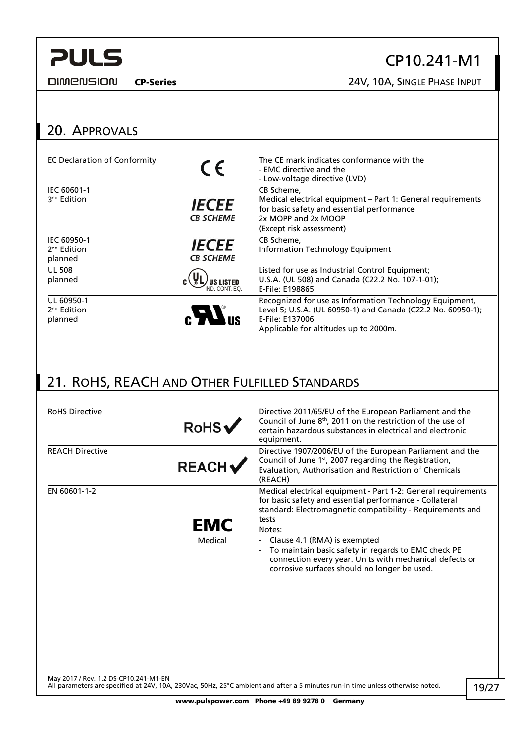## 20. Approvals

| | | |
|---|---|---|
| EC Declaration of Conformity | CE | The CE mark indicates conformance with the<br>- EMC directive and the<br>- Low-voltage directive (LVD) |
| IEC 60601-1<br>3nd Edition | IECEE CB SCHEME | CB Scheme,<br>Medical electrical equipment – Part 1: General requirements for basic safety and essential performance<br>2x MOPP and 2x MOOP<br>(Except risk assessment) |
| IEC 60950-1<br>2nd Edition<br>planned | IECEE CB SCHEME | CB Scheme,<br>Information Technology Equipment |
| UL 508<br>planned | UL US LISTED IND. CONT. EQ. | Listed for use as Industrial Control Equipment;<br>U.S.A. (UL 508) and Canada (C22.2 No. 107-1-01);<br>E-File: E198865 |
| UL 60950-1<br>2nd Edition<br>planned | c RU us | Recognized for use as Information Technology Equipment, Level 5; U.S.A. (UL 60950-1) and Canada (C22.2 No. 60950-1);<br>E-File: E137006<br>Applicable for altitudes up to 2000m. |

## 21. RoHS, REACH and Other Fulfilled Standards

| | | |
|---|---|---|
| RoHS Directive | RoHS ✓ | Directive 2011/65/EU of the European Parliament and the Council of June 8th, 2011 on the restriction of the use of certain hazardous substances in electrical and electronic equipment. |
| REACH Directive | REACH ✓ | Directive 1907/2006/EU of the European Parliament and the Council of June 1st, 2007 regarding the Registration, Evaluation, Authorisation and Restriction of Chemicals (REACH) |
| EN 60601-1-2 | EMC<br>Medical | Medical electrical equipment - Part 1-2: General requirements for basic safety and essential performance - Collateral standard: Electromagnetic compatibility - Requirements and tests<br>Notes:<br>- Clause 4.1 (RMA) is exempted<br>- To maintain basic safety in regards to EMC check PE connection every year. Units with mechanical defects or corrosive surfaces should no longer be used. |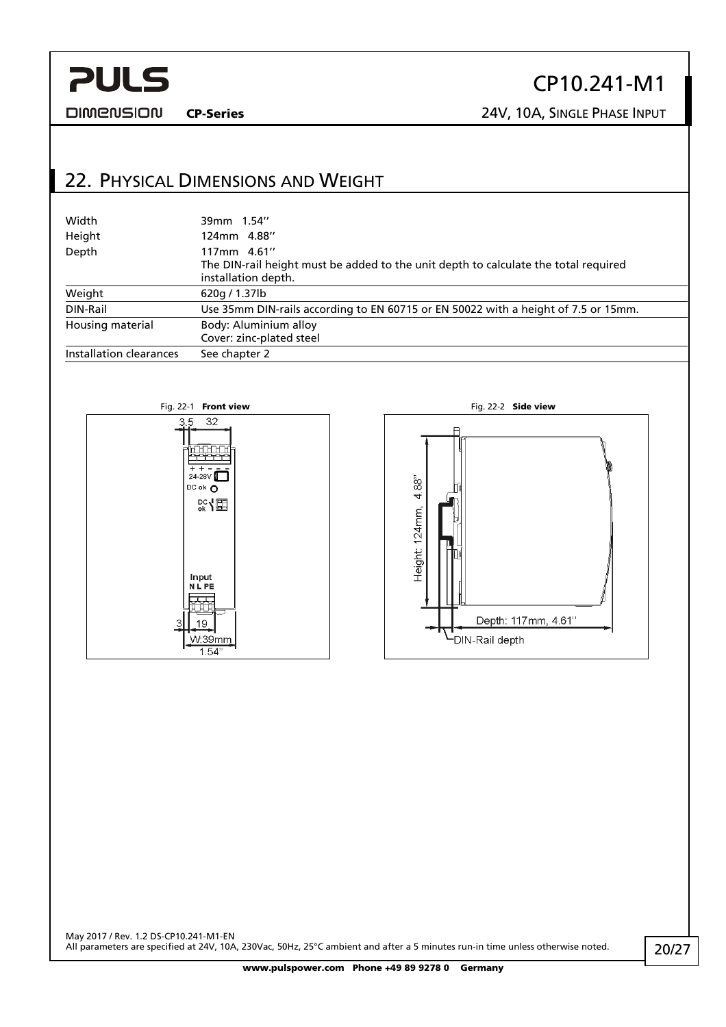## 22. Physical Dimensions and Weight

| | |
|---|---|
| Width | 39mm 1.54'' |
| Height | 124mm 4.88'' |
| Depth | 117mm 4.61''<br>The DIN-rail height must be added to the unit depth to calculate the total required installation depth. |
| Weight | 620g / 1.37lb |
| DIN-Rail | Use 35mm DIN-rails according to EN 60715 or EN 50022 with a height of 7.5 or 15mm. |
| Housing material | Body: Aluminium alloy<br>Cover: zinc-plated steel |
| Installation clearances | See chapter 2 |

Fig. 22-1 **Front view**

Fig. 22-2 **Side view**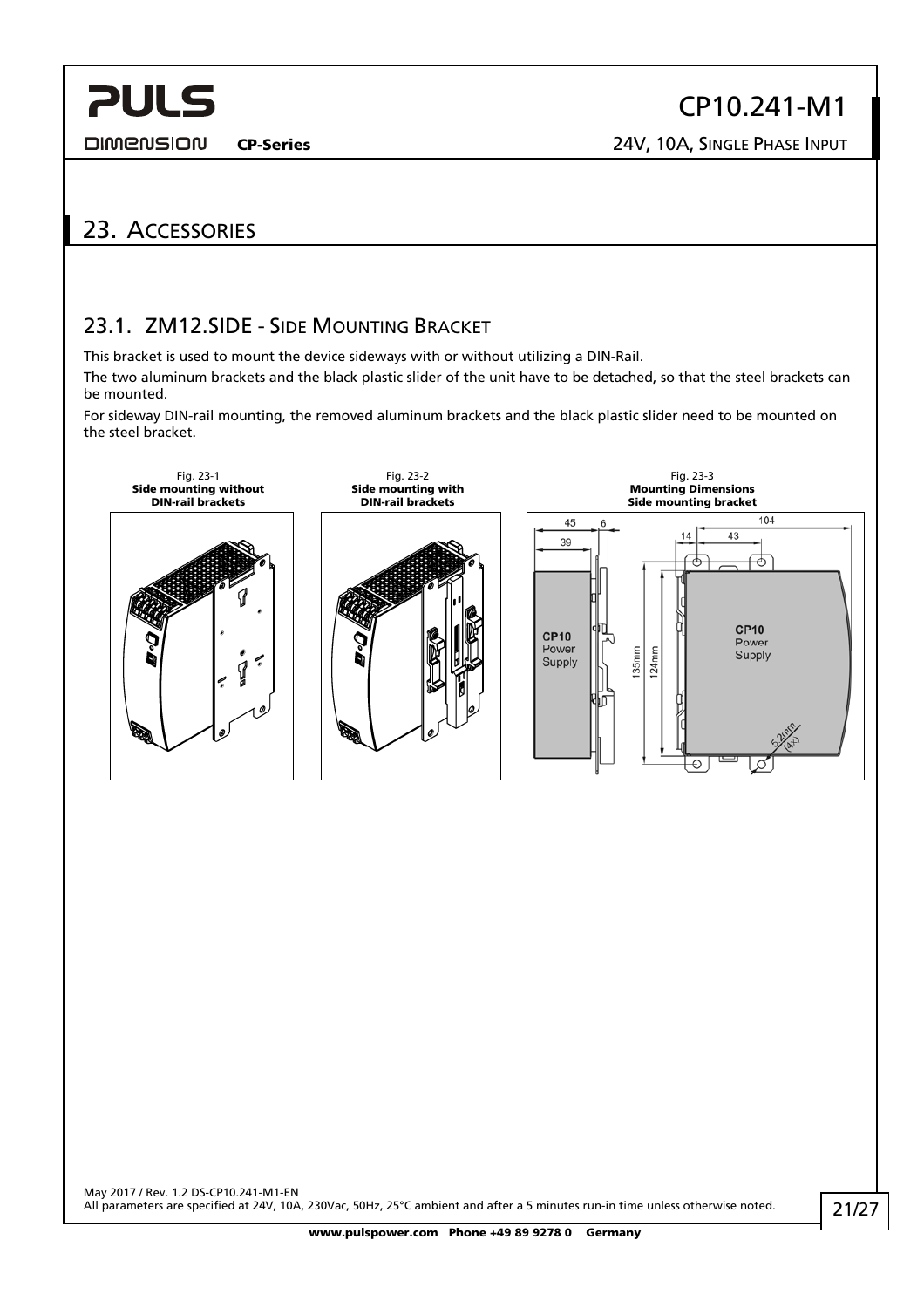## 23. Accessories

### 23.1. ZM12.SIDE - Side Mounting Bracket

This bracket is used to mount the device sideways with or without utilizing a DIN-Rail.

The two aluminum brackets and the black plastic slider of the unit have to be detached, so that the steel brackets can be mounted.

For sideway DIN-rail mounting, the removed aluminum brackets and the black plastic slider need to be mounted on the steel bracket.

Fig. 23-1 **Side mounting without DIN-rail brackets**

Fig. 23-2 **Side mounting with DIN-rail brackets**

Fig. 23-3 **Mounting Dimensions Side mounting bracket**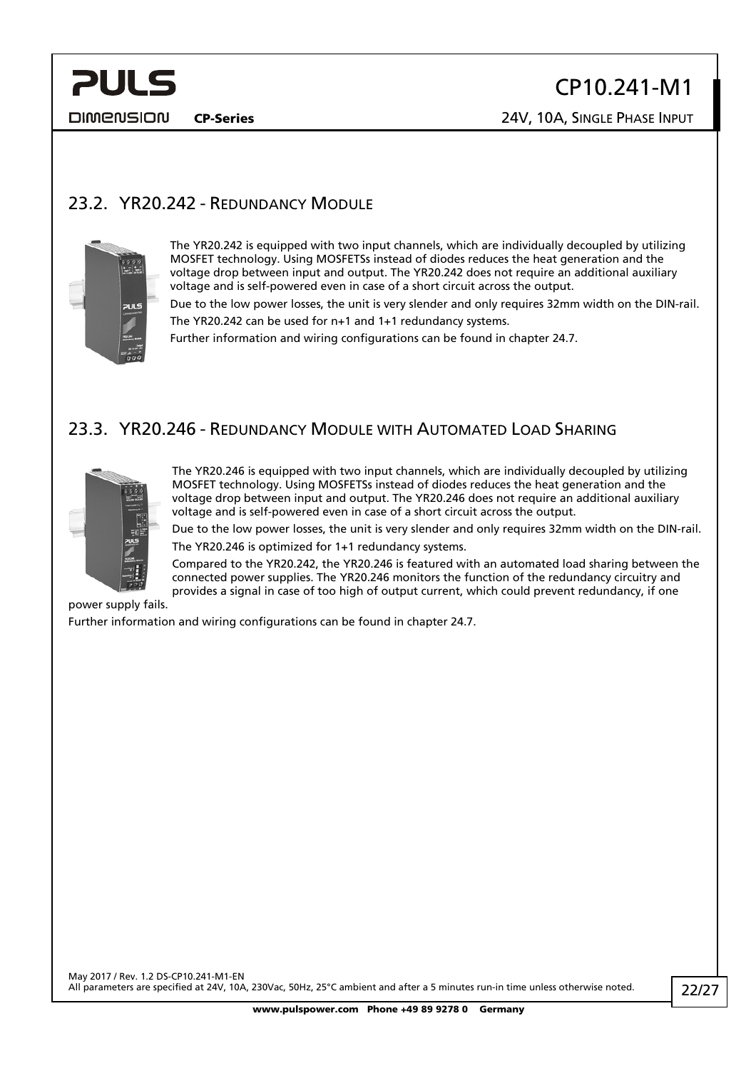## 23.2. YR20.242 - Redundancy Module

The YR20.242 is equipped with two input channels, which are individually decoupled by utilizing MOSFET technology. Using MOSFETSs instead of diodes reduces the heat generation and the voltage drop between input and output. The YR20.242 does not require an additional auxiliary voltage and is self-powered even in case of a short circuit across the output.

Due to the low power losses, the unit is very slender and only requires 32mm width on the DIN-rail.

The YR20.242 can be used for n+1 and 1+1 redundancy systems.

Further information and wiring configurations can be found in chapter 24.7.

## 23.3. YR20.246 - Redundancy Module with Automated Load Sharing

The YR20.246 is equipped with two input channels, which are individually decoupled by utilizing MOSFET technology. Using MOSFETSs instead of diodes reduces the heat generation and the voltage drop between input and output. The YR20.246 does not require an additional auxiliary voltage and is self-powered even in case of a short circuit across the output.

Due to the low power losses, the unit is very slender and only requires 32mm width on the DIN-rail.

The YR20.246 is optimized for 1+1 redundancy systems.

Compared to the YR20.242, the YR20.246 is featured with an automated load sharing between the connected power supplies. The YR20.246 monitors the function of the redundancy circuitry and provides a signal in case of too high of output current, which could prevent redundancy, if one power supply fails.

Further information and wiring configurations can be found in chapter 24.7.

May 2017 / Rev. 1.2 DS-CP10.241-M1-EN
All parameters are specified at 24V, 10A, 230Vac, 50Hz, 25°C ambient and after a 5 minutes run-in time unless otherwise noted.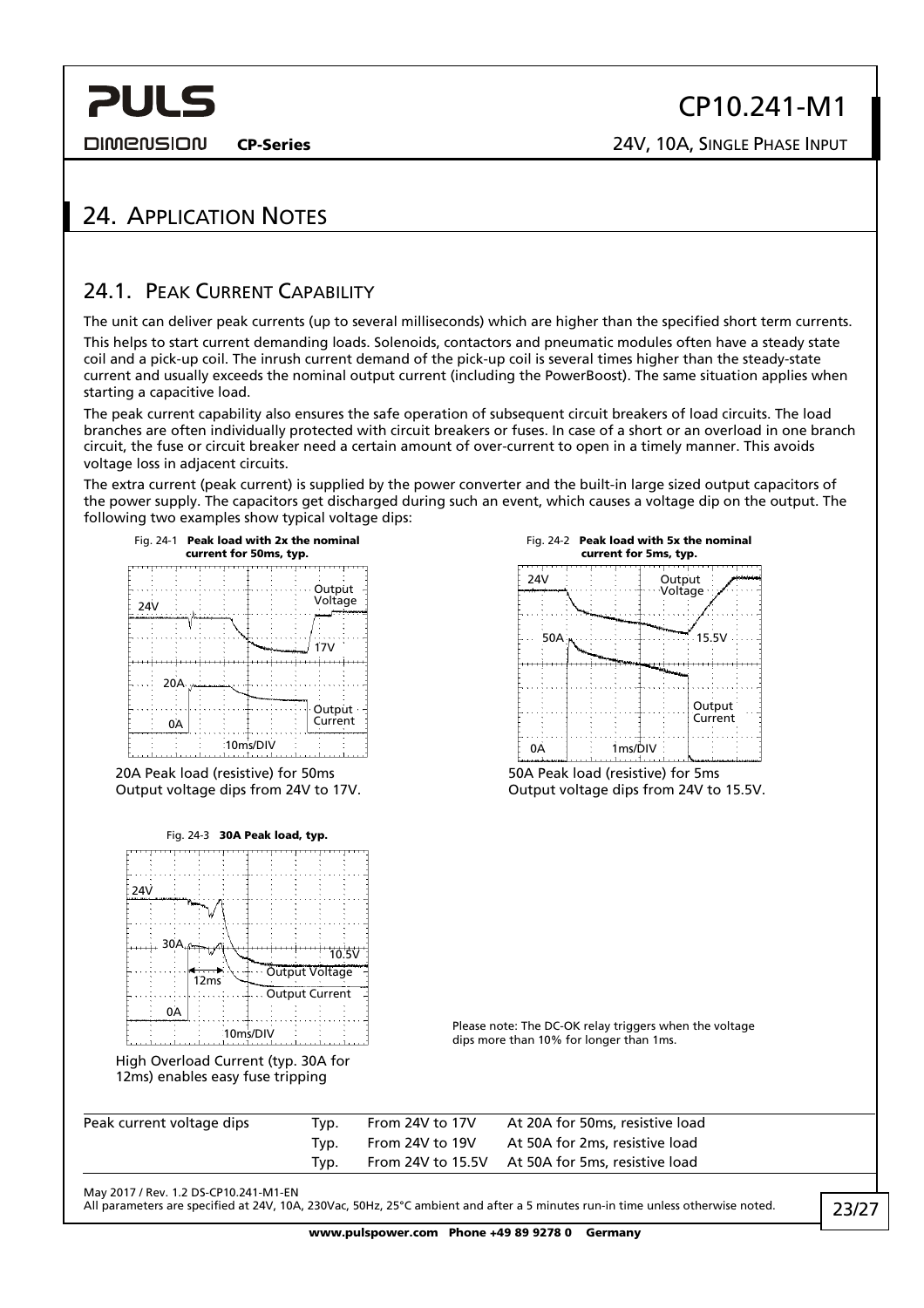## 24. Application Notes

### 24.1. Peak Current Capability

The unit can deliver peak currents (up to several milliseconds) which are higher than the specified short term currents.

This helps to start current demanding loads. Solenoids, contactors and pneumatic modules often have a steady state coil and a pick-up coil. The inrush current demand of the pick-up coil is several times higher than the steady-state current and usually exceeds the nominal output current (including the PowerBoost). The same situation applies when starting a capacitive load.

The peak current capability also ensures the safe operation of subsequent circuit breakers of load circuits. The load branches are often individually protected with circuit breakers or fuses. In case of a short or an overload in one branch circuit, the fuse or circuit breaker need a certain amount of over-current to open in a timely manner. This avoids voltage loss in adjacent circuits.

The extra current (peak current) is supplied by the power converter and the built-in large sized output capacitors of the power supply. The capacitors get discharged during such an event, which causes a voltage dip on the output. The following two examples show typical voltage dips:

Fig. 24-1 **Peak load with 2x the nominal current for 50ms, typ.**

20A Peak load (resistive) for 50ms
Output voltage dips from 24V to 17V.

Fig. 24-2 **Peak load with 5x the nominal current for 5ms, typ.**

50A Peak load (resistive) for 5ms
Output voltage dips from 24V to 15.5V.

Fig. 24-3 **30A Peak load, typ.**

High Overload Current (typ. 30A for 12ms) enables easy fuse tripping

Please note: The DC-OK relay triggers when the voltage dips more than 10% for longer than 1ms.

| | | | |
|---|---|---|---|
| Peak current voltage dips | Typ. | From 24V to 17V | At 20A for 50ms, resistive load |
| | Typ. | From 24V to 19V | At 50A for 2ms, resistive load |
| | Typ. | From 24V to 15.5V | At 50A for 5ms, resistive load |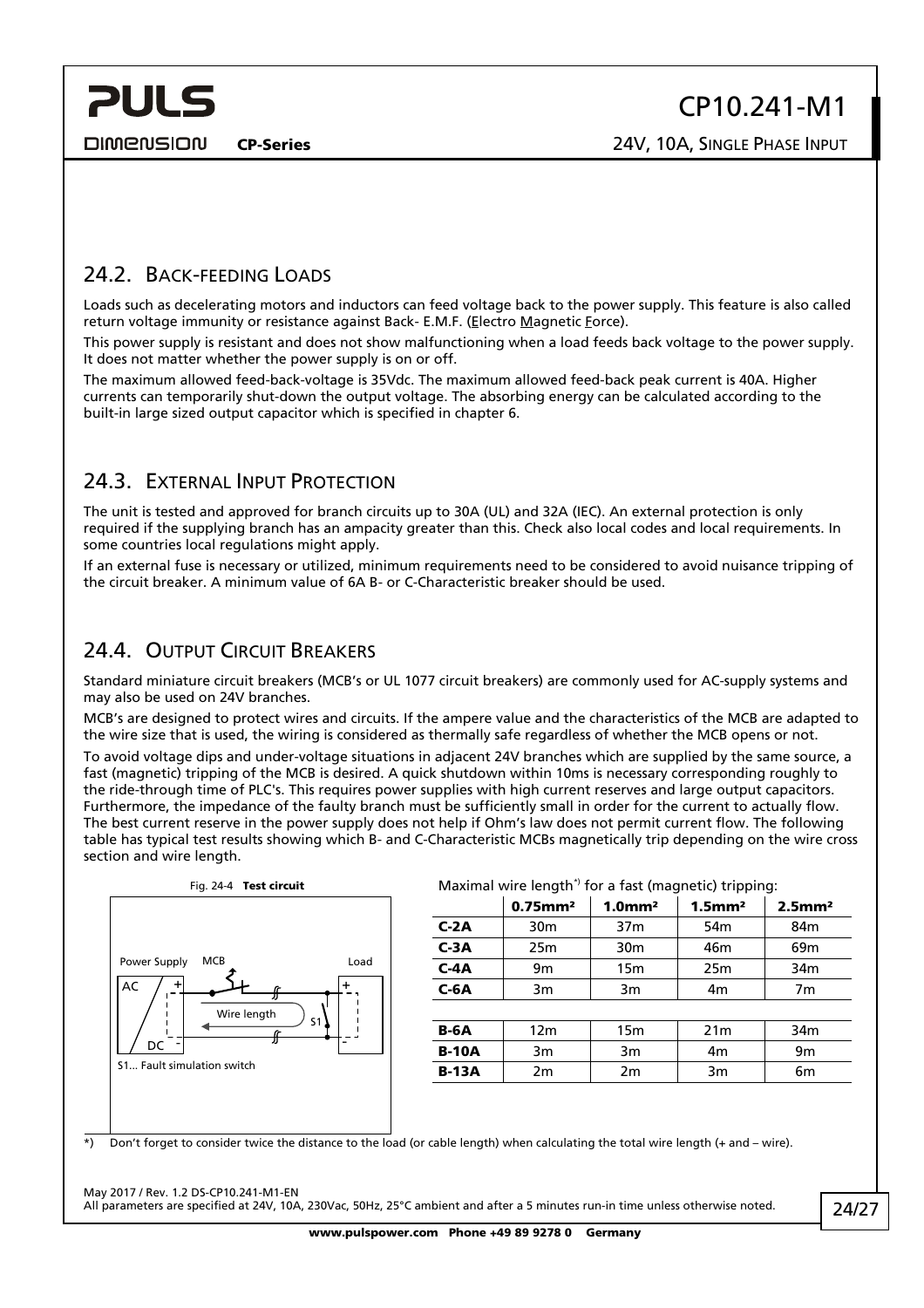## 24.2. Back-feeding Loads

Loads such as decelerating motors and inductors can feed voltage back to the power supply. This feature is also called return voltage immunity or resistance against Back- E.M.F. (Electro Magnetic Force).

This power supply is resistant and does not show malfunctioning when a load feeds back voltage to the power supply. It does not matter whether the power supply is on or off.

The maximum allowed feed-back-voltage is 35Vdc. The maximum allowed feed-back peak current is 40A. Higher currents can temporarily shut-down the output voltage. The absorbing energy can be calculated according to the built-in large sized output capacitor which is specified in chapter 6.

## 24.3. External Input Protection

The unit is tested and approved for branch circuits up to 30A (UL) and 32A (IEC). An external protection is only required if the supplying branch has an ampacity greater than this. Check also local codes and local requirements. In some countries local regulations might apply.

If an external fuse is necessary or utilized, minimum requirements need to be considered to avoid nuisance tripping of the circuit breaker. A minimum value of 6A B- or C-Characteristic breaker should be used.

## 24.4. Output Circuit Breakers

Standard miniature circuit breakers (MCB's or UL 1077 circuit breakers) are commonly used for AC-supply systems and may also be used on 24V branches.

MCB's are designed to protect wires and circuits. If the ampere value and the characteristics of the MCB are adapted to the wire size that is used, the wiring is considered as thermally safe regardless of whether the MCB opens or not.

To avoid voltage dips and under-voltage situations in adjacent 24V branches which are supplied by the same source, a fast (magnetic) tripping of the MCB is desired. A quick shutdown within 10ms is necessary corresponding roughly to the ride-through time of PLC's. This requires power supplies with high current reserves and large output capacitors. Furthermore, the impedance of the faulty branch must be sufficiently small in order for the current to actually flow. The best current reserve in the power supply does not help if Ohm's law does not permit current flow. The following table has typical test results showing which B- and C-Characteristic MCBs magnetically trip depending on the wire cross section and wire length.

Fig. 24-4 **Test circuit**

Power Supply, MCB, Load, AC, DC, Wire length, S1

S1... Fault simulation switch

Maximal wire length*) for a fast (magnetic) tripping:

| | 0.75mm² | 1.0mm² | 1.5mm² | 2.5mm² |
|---|---|---|---|---|
| **C-2A** | 30m | 37m | 54m | 84m |
| **C-3A** | 25m | 30m | 46m | 69m |
| **C-4A** | 9m | 15m | 25m | 34m |
| **C-6A** | 3m | 3m | 4m | 7m |
| | | | | |
| **B-6A** | 12m | 15m | 21m | 34m |
| **B-10A** | 3m | 3m | 4m | 9m |
| **B-13A** | 2m | 2m | 3m | 6m |

*) Don't forget to consider twice the distance to the load (or cable length) when calculating the total wire length (+ and – wire).

May 2017 / Rev. 1.2 DS-CP10.241-M1-EN
All parameters are specified at 24V, 10A, 230Vac, 50Hz, 25°C ambient and after a 5 minutes run-in time unless otherwise noted.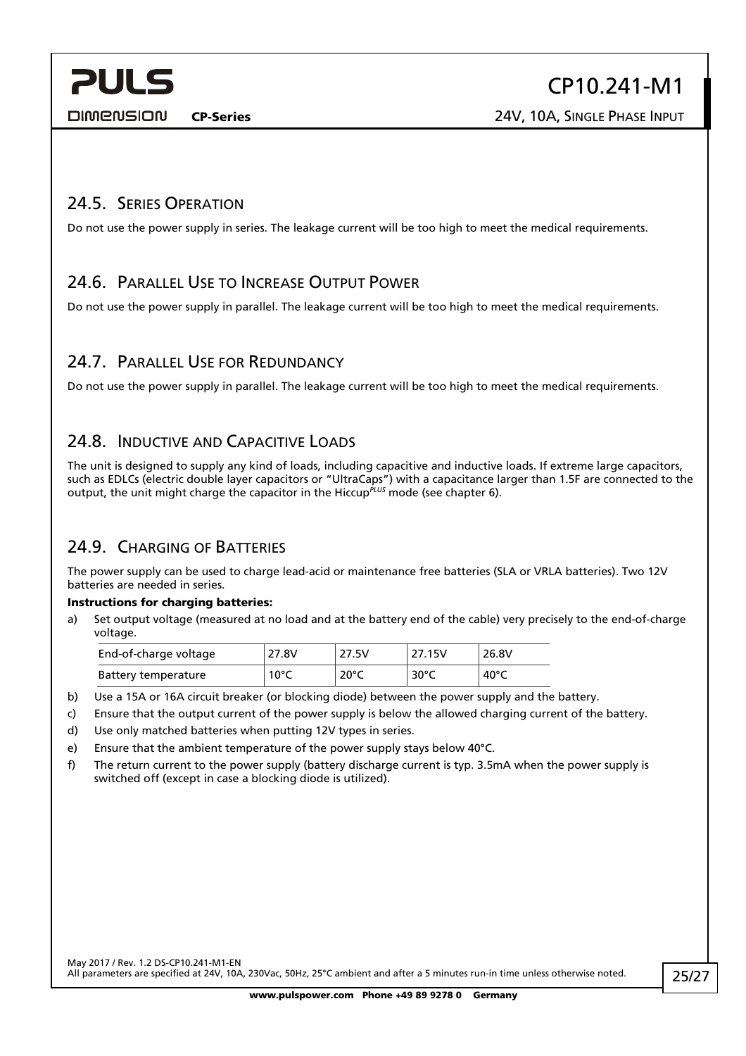## 24.5. Series Operation

Do not use the power supply in series. The leakage current will be too high to meet the medical requirements.

## 24.6. Parallel Use to Increase Output Power

Do not use the power supply in parallel. The leakage current will be too high to meet the medical requirements.

## 24.7. Parallel Use for Redundancy

Do not use the power supply in parallel. The leakage current will be too high to meet the medical requirements.

## 24.8. Inductive and Capacitive Loads

The unit is designed to supply any kind of loads, including capacitive and inductive loads. If extreme large capacitors, such as EDLCs (electric double layer capacitors or "UltraCaps") with a capacitance larger than 1.5F are connected to the output, the unit might charge the capacitor in the Hiccup*PLUS* mode (see chapter 6).

## 24.9. Charging of Batteries

The power supply can be used to charge lead-acid or maintenance free batteries (SLA or VRLA batteries). Two 12V batteries are needed in series.

**Instructions for charging batteries:**

a) Set output voltage (measured at no load and at the battery end of the cable) very precisely to the end-of-charge voltage.

| End-of-charge voltage | 27.8V | 27.5V | 27.15V | 26.8V |
|---|---|---|---|---|
| Battery temperature | 10°C | 20°C | 30°C | 40°C |

b) Use a 15A or 16A circuit breaker (or blocking diode) between the power supply and the battery.

c) Ensure that the output current of the power supply is below the allowed charging current of the battery.

d) Use only matched batteries when putting 12V types in series.

e) Ensure that the ambient temperature of the power supply stays below 40°C.

f) The return current to the power supply (battery discharge current is typ. 3.5mA when the power supply is switched off (except in case a blocking diode is utilized).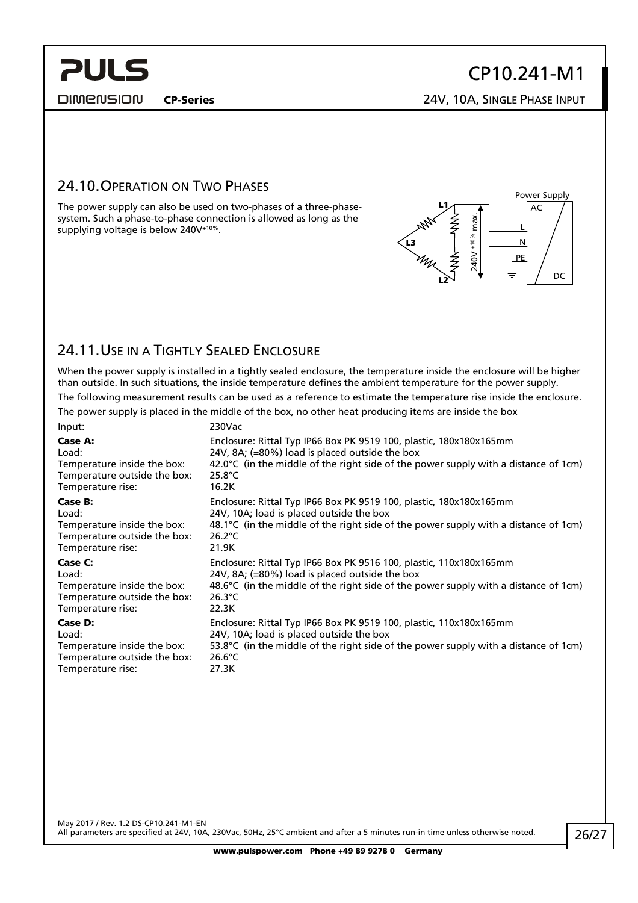## 24.10. Operation on Two Phases

The power supply can also be used on two-phases of a three-phase-system. Such a phase-to-phase connection is allowed as long as the supplying voltage is below $240V^{+10\%}$.

## 24.11. Use in a Tightly Sealed Enclosure

When the power supply is installed in a tightly sealed enclosure, the temperature inside the enclosure will be higher than outside. In such situations, the inside temperature defines the ambient temperature for the power supply.

The following measurement results can be used as a reference to estimate the temperature rise inside the enclosure.

The power supply is placed in the middle of the box, no other heat producing items are inside the box

| | |
|---|---|
| Input: | 230Vac |
| **Case A:** | Enclosure: Rittal Typ IP66 Box PK 9519 100, plastic, 180x180x165mm |
| Load: | 24V, 8A; (=80%) load is placed outside the box |
| Temperature inside the box: | 42.0°C (in the middle of the right side of the power supply with a distance of 1cm) |
| Temperature outside the box: | 25.8°C |
| Temperature rise: | 16.2K |
| **Case B:** | Enclosure: Rittal Typ IP66 Box PK 9519 100, plastic, 180x180x165mm |
| Load: | 24V, 10A; load is placed outside the box |
| Temperature inside the box: | 48.1°C (in the middle of the right side of the power supply with a distance of 1cm) |
| Temperature outside the box: | 26.2°C |
| Temperature rise: | 21.9K |
| **Case C:** | Enclosure: Rittal Typ IP66 Box PK 9516 100, plastic, 110x180x165mm |
| Load: | 24V, 8A; (=80%) load is placed outside the box |
| Temperature inside the box: | 48.6°C (in the middle of the right side of the power supply with a distance of 1cm) |
| Temperature outside the box: | 26.3°C |
| Temperature rise: | 22.3K |
| **Case D:** | Enclosure: Rittal Typ IP66 Box PK 9519 100, plastic, 110x180x165mm |
| Load: | 24V, 10A; load is placed outside the box |
| Temperature inside the box: | 53.8°C (in the middle of the right side of the power supply with a distance of 1cm) |
| Temperature outside the box: | 26.6°C |
| Temperature rise: | 27.3K |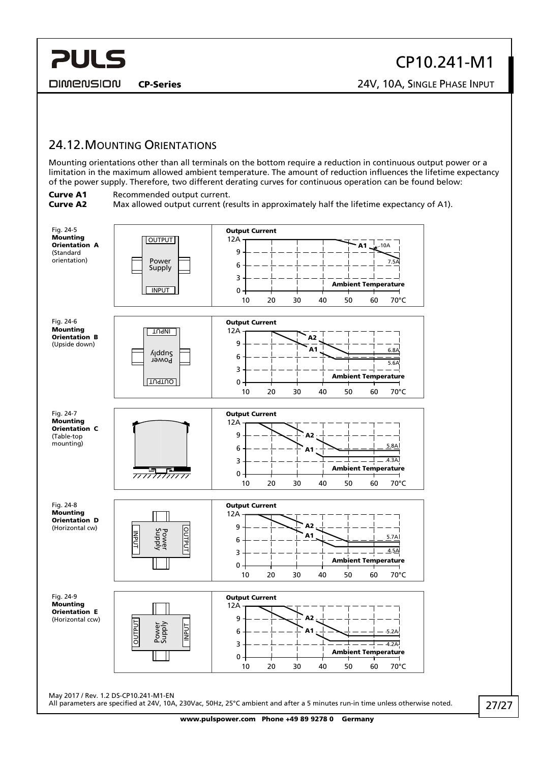## 24.12. Mounting Orientations

Mounting orientations other than all terminals on the bottom require a reduction in continuous output power or a limitation in the maximum allowed ambient temperature. The amount of reduction influences the lifetime expectancy of the power supply. Therefore, two different derating curves for continuous operation can be found below:

**Curve A1** Recommended output current.
**Curve A2** Max allowed output current (results in approximately half the lifetime expectancy of A1).

Fig. 24-5 **Mounting Orientation A** (Standard orientation)

OUTPUT
Power Supply
INPUT

Output Current
12A
9
6
3
0
A1
10A
7.5A
Ambient Temperature
10 20 30 40 50 60 70°C

Fig. 24-6 **Mounting Orientation B** (Upside down)

INPUT
Power Supply
OUTPUT

Output Current
12A
9
6
3
0
A2
A1
6.8A
5.6A
Ambient Temperature
10 20 30 40 50 60 70°C

Fig. 24-7 **Mounting Orientation C** (Table-top mounting)

Output Current
12A
9
6
3
0
A2
A1
5.8A
4.3A
Ambient Temperature
10 20 30 40 50 60 70°C

Fig. 24-8 **Mounting Orientation D** (Horizontal cw)

INPUT
Power Supply
OUTPUT

Output Current
12A
9
6
3
0
A2
A1
5.7A
4.5A
Ambient Temperature
10 20 30 40 50 60 70°C

Fig. 24-9 **Mounting Orientation E** (Horizontal ccw)

OUTPUT
Power Supply
INPUT

Output Current
12A
9
6
3
0
A2
A1
5.2A
4.2A
Ambient Temperature
10 20 30 40 50 60 70°C